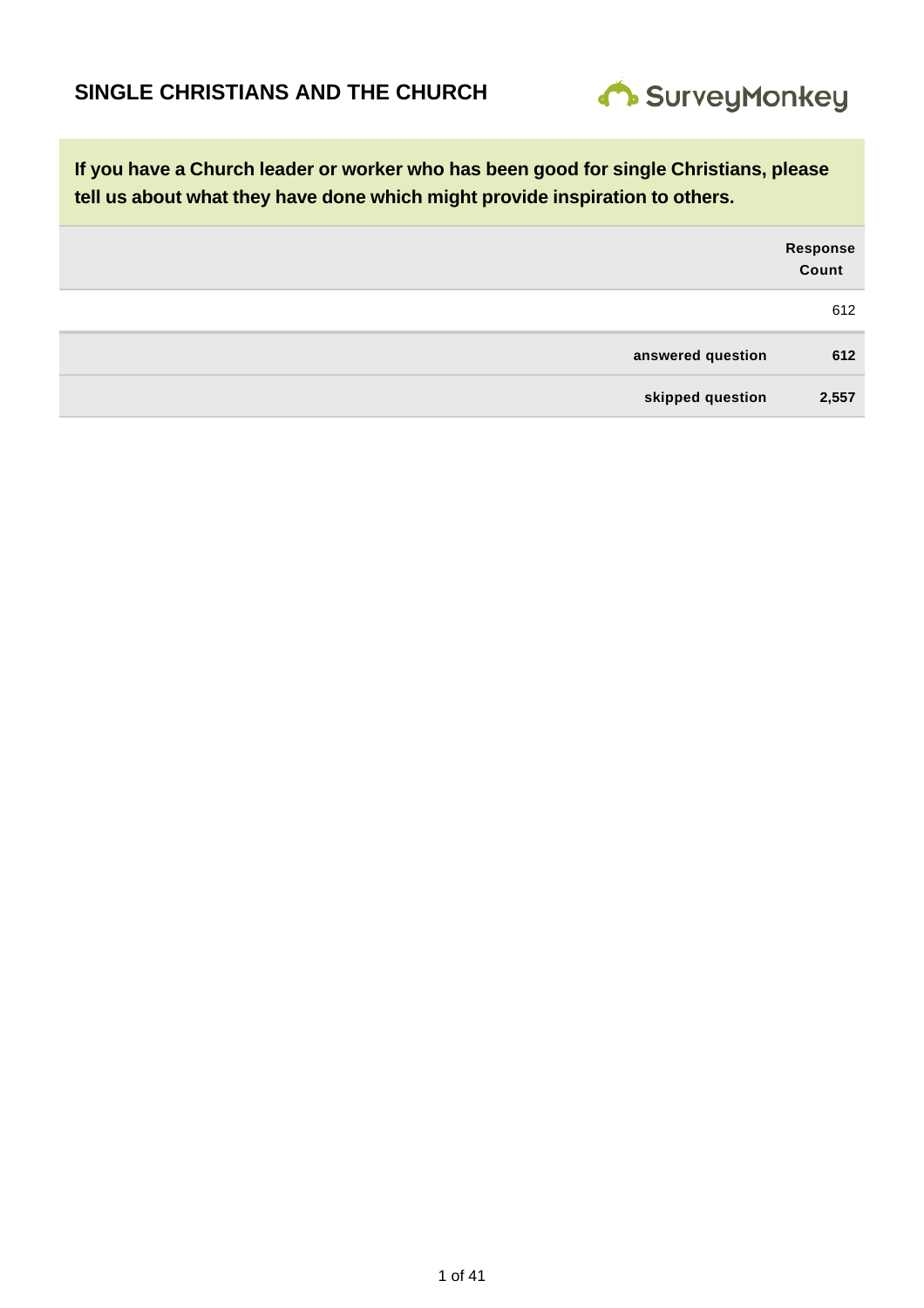# SINGLE CHRISTIANS AND THE CHURCH

SurveyMonkey

**If you have a Church leader or worker who has been good for single Christians, please tell us about what they have done which might provide inspiration to others.**

| | Response Count |
|---|---|
| | 612 |
| **answered question** | **612** |
| **skipped question** | **2,557** |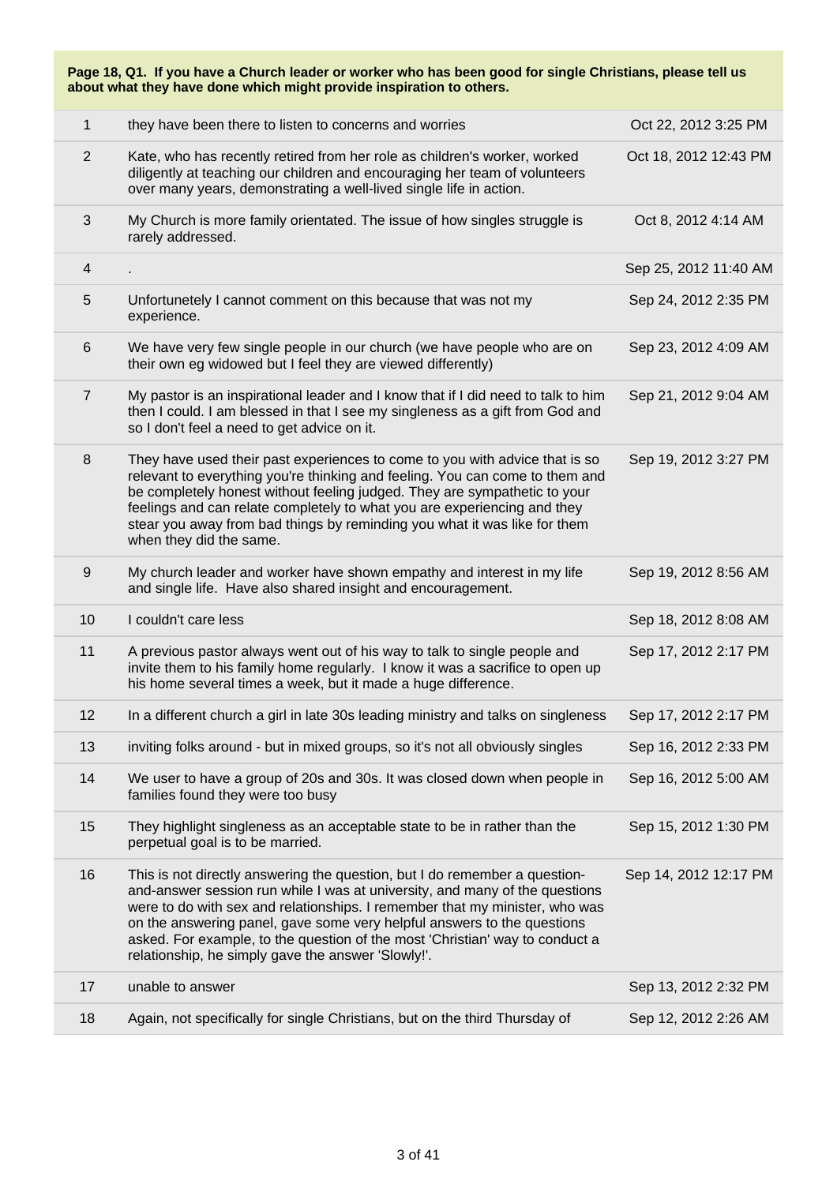| Page 18, Q1. If you have a Church leader or worker who has been good for single Christians, please tell us about what they have done which might provide inspiration to others. | | |
|---|---|---|
| 1 | they have been there to listen to concerns and worries | Oct 22, 2012 3:25 PM |
| 2 | Kate, who has recently retired from her role as children's worker, worked diligently at teaching our children and encouraging her team of volunteers over many years, demonstrating a well-lived single life in action. | Oct 18, 2012 12:43 PM |
| 3 | My Church is more family orientated. The issue of how singles struggle is rarely addressed. | Oct 8, 2012 4:14 AM |
| 4 | . | Sep 25, 2012 11:40 AM |
| 5 | Unfortunetely I cannot comment on this because that was not my experience. | Sep 24, 2012 2:35 PM |
| 6 | We have very few single people in our church (we have people who are on their own eg widowed but I feel they are viewed differently) | Sep 23, 2012 4:09 AM |
| 7 | My pastor is an inspirational leader and I know that if I did need to talk to him then I could. I am blessed in that I see my singleness as a gift from God and so I don't feel a need to get advice on it. | Sep 21, 2012 9:04 AM |
| 8 | They have used their past experiences to come to you with advice that is so relevant to everything you're thinking and feeling. You can come to them and be completely honest without feeling judged. They are sympathetic to your feelings and can relate completely to what you are experiencing and they stear you away from bad things by reminding you what it was like for them when they did the same. | Sep 19, 2012 3:27 PM |
| 9 | My church leader and worker have shown empathy and interest in my life and single life. Have also shared insight and encouragement. | Sep 19, 2012 8:56 AM |
| 10 | I couldn't care less | Sep 18, 2012 8:08 AM |
| 11 | A previous pastor always went out of his way to talk to single people and invite them to his family home regularly. I know it was a sacrifice to open up his home several times a week, but it made a huge difference. | Sep 17, 2012 2:17 PM |
| 12 | In a different church a girl in late 30s leading ministry and talks on singleness | Sep 17, 2012 2:17 PM |
| 13 | inviting folks around - but in mixed groups, so it's not all obviously singles | Sep 16, 2012 2:33 PM |
| 14 | We user to have a group of 20s and 30s. It was closed down when people in families found they were too busy | Sep 16, 2012 5:00 AM |
| 15 | They highlight singleness as an acceptable state to be in rather than the perpetual goal is to be married. | Sep 15, 2012 1:30 PM |
| 16 | This is not directly answering the question, but I do remember a question-and-answer session run while I was at university, and many of the questions were to do with sex and relationships. I remember that my minister, who was on the answering panel, gave some very helpful answers to the questions asked. For example, to the question of the most 'Christian' way to conduct a relationship, he simply gave the answer 'Slowly!'. | Sep 14, 2012 12:17 PM |
| 17 | unable to answer | Sep 13, 2012 2:32 PM |
| 18 | Again, not specifically for single Christians, but on the third Thursday of | Sep 12, 2012 2:26 AM |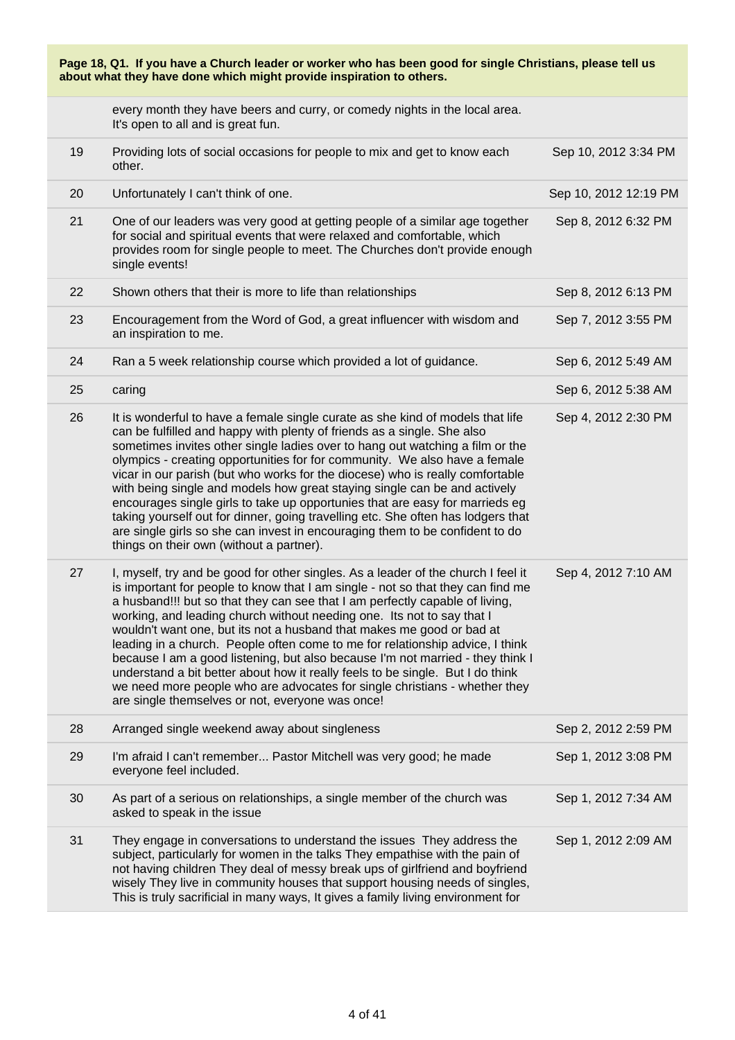**Page 18, Q1. If you have a Church leader or worker who has been good for single Christians, please tell us about what they have done which might provide inspiration to others.**

| | | |
|---|---|---|
| | every month they have beers and curry, or comedy nights in the local area. It's open to all and is great fun. | |
| 19 | Providing lots of social occasions for people to mix and get to know each other. | Sep 10, 2012 3:34 PM |
| 20 | Unfortunately I can't think of one. | Sep 10, 2012 12:19 PM |
| 21 | One of our leaders was very good at getting people of a similar age together for social and spiritual events that were relaxed and comfortable, which provides room for single people to meet. The Churches don't provide enough single events! | Sep 8, 2012 6:32 PM |
| 22 | Shown others that their is more to life than relationships | Sep 8, 2012 6:13 PM |
| 23 | Encouragement from the Word of God, a great influencer with wisdom and an inspiration to me. | Sep 7, 2012 3:55 PM |
| 24 | Ran a 5 week relationship course which provided a lot of guidance. | Sep 6, 2012 5:49 AM |
| 25 | caring | Sep 6, 2012 5:38 AM |
| 26 | It is wonderful to have a female single curate as she kind of models that life can be fulfilled and happy with plenty of friends as a single. She also sometimes invites other single ladies over to hang out watching a film or the olympics - creating opportunities for for community. We also have a female vicar in our parish (but who works for the diocese) who is really comfortable with being single and models how great staying single can be and actively encourages single girls to take up opportunies that are easy for marrieds eg taking yourself out for dinner, going travelling etc. She often has lodgers that are single girls so she can invest in encouraging them to be confident to do things on their own (without a partner). | Sep 4, 2012 2:30 PM |
| 27 | I, myself, try and be good for other singles. As a leader of the church I feel it is important for people to know that I am single - not so that they can find me a husband!!! but so that they can see that I am perfectly capable of living, working, and leading church without needing one. Its not to say that I wouldn't want one, but its not a husband that makes me good or bad at leading in a church. People often come to me for relationship advice, I think because I am a good listening, but also because I'm not married - they think I understand a bit better about how it really feels to be single. But I do think we need more people who are advocates for single christians - whether they are single themselves or not, everyone was once! | Sep 4, 2012 7:10 AM |
| 28 | Arranged single weekend away about singleness | Sep 2, 2012 2:59 PM |
| 29 | I'm afraid I can't remember... Pastor Mitchell was very good; he made everyone feel included. | Sep 1, 2012 3:08 PM |
| 30 | As part of a serious on relationships, a single member of the church was asked to speak in the issue | Sep 1, 2012 7:34 AM |
| 31 | They engage in conversations to understand the issues They address the subject, particularly for women in the talks They empathise with the pain of not having children They deal of messy break ups of girlfriend and boyfriend wisely They live in community houses that support housing needs of singles, This is truly sacrificial in many ways, It gives a family living environment for | Sep 1, 2012 2:09 AM |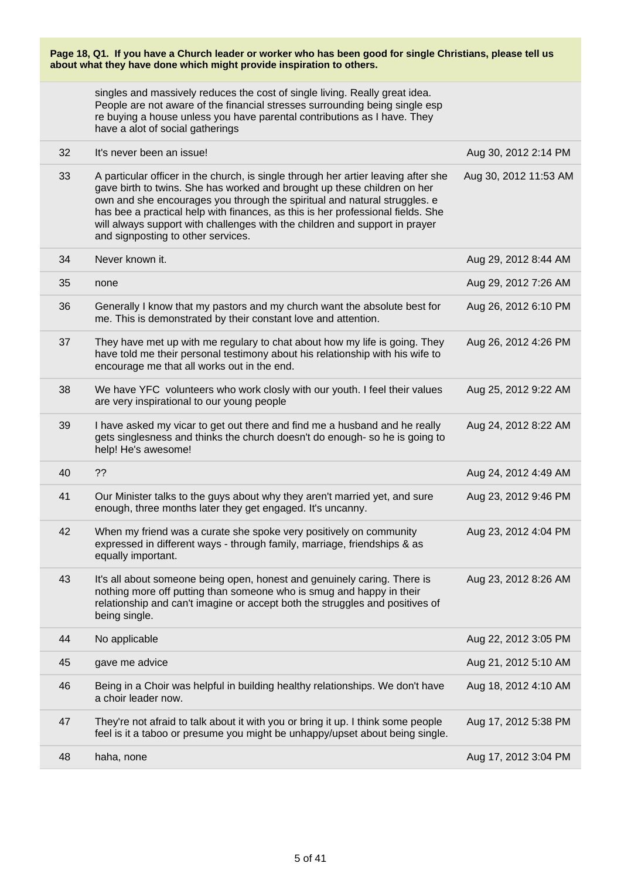**Page 18, Q1. If you have a Church leader or worker who has been good for single Christians, please tell us about what they have done which might provide inspiration to others.**

| | | |
|---|---|---|
| | singles and massively reduces the cost of single living. Really great idea. People are not aware of the financial stresses surrounding being single esp re buying a house unless you have parental contributions as I have. They have a alot of social gatherings | |
| 32 | It's never been an issue! | Aug 30, 2012 2:14 PM |
| 33 | A particular officer in the church, is single through her artier leaving after she gave birth to twins. She has worked and brought up these children on her own and she encourages you through the spiritual and natural struggles. e has bee a practical help with finances, as this is her professional fields. She will always support with challenges with the children and support in prayer and signposting to other services. | Aug 30, 2012 11:53 AM |
| 34 | Never known it. | Aug 29, 2012 8:44 AM |
| 35 | none | Aug 29, 2012 7:26 AM |
| 36 | Generally I know that my pastors and my church want the absolute best for me. This is demonstrated by their constant love and attention. | Aug 26, 2012 6:10 PM |
| 37 | They have met up with me regulary to chat about how my life is going. They have told me their personal testimony about his relationship with his wife to encourage me that all works out in the end. | Aug 26, 2012 4:26 PM |
| 38 | We have YFC volunteers who work closly with our youth. I feel their values are very inspirational to our young people | Aug 25, 2012 9:22 AM |
| 39 | I have asked my vicar to get out there and find me a husband and he really gets singlesness and thinks the church doesn't do enough- so he is going to help! He's awesome! | Aug 24, 2012 8:22 AM |
| 40 | ?? | Aug 24, 2012 4:49 AM |
| 41 | Our Minister talks to the guys about why they aren't married yet, and sure enough, three months later they get engaged. It's uncanny. | Aug 23, 2012 9:46 PM |
| 42 | When my friend was a curate she spoke very positively on community expressed in different ways - through family, marriage, friendships & as equally important. | Aug 23, 2012 4:04 PM |
| 43 | It's all about someone being open, honest and genuinely caring. There is nothing more off putting than someone who is smug and happy in their relationship and can't imagine or accept both the struggles and positives of being single. | Aug 23, 2012 8:26 AM |
| 44 | No applicable | Aug 22, 2012 3:05 PM |
| 45 | gave me advice | Aug 21, 2012 5:10 AM |
| 46 | Being in a Choir was helpful in building healthy relationships. We don't have a choir leader now. | Aug 18, 2012 4:10 AM |
| 47 | They're not afraid to talk about it with you or bring it up. I think some people feel is it a taboo or presume you might be unhappy/upset about being single. | Aug 17, 2012 5:38 PM |
| 48 | haha, none | Aug 17, 2012 3:04 PM |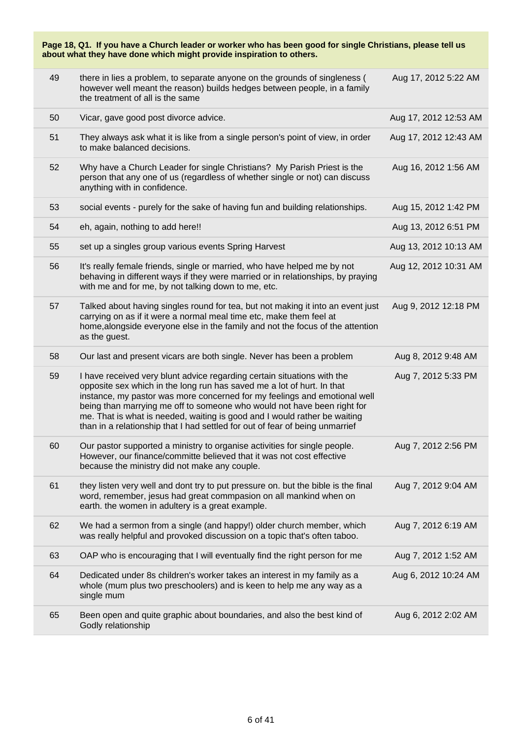**Page 18, Q1. If you have a Church leader or worker who has been good for single Christians, please tell us about what they have done which might provide inspiration to others.**

| | | |
|---|---|---|
| 49 | there in lies a problem, to separate anyone on the grounds of singleness ( however well meant the reason) builds hedges between people, in a family the treatment of all is the same | Aug 17, 2012 5:22 AM |
| 50 | Vicar, gave good post divorce advice. | Aug 17, 2012 12:53 AM |
| 51 | They always ask what it is like from a single person's point of view, in order to make balanced decisions. | Aug 17, 2012 12:43 AM |
| 52 | Why have a Church Leader for single Christians? My Parish Priest is the person that any one of us (regardless of whether single or not) can discuss anything with in confidence. | Aug 16, 2012 1:56 AM |
| 53 | social events - purely for the sake of having fun and building relationships. | Aug 15, 2012 1:42 PM |
| 54 | eh, again, nothing to add here!! | Aug 13, 2012 6:51 PM |
| 55 | set up a singles group various events Spring Harvest | Aug 13, 2012 10:13 AM |
| 56 | It's really female friends, single or married, who have helped me by not behaving in different ways if they were married or in relationships, by praying with me and for me, by not talking down to me, etc. | Aug 12, 2012 10:31 AM |
| 57 | Talked about having singles round for tea, but not making it into an event just carrying on as if it were a normal meal time etc, make them feel at home,alongside everyone else in the family and not the focus of the attention as the guest. | Aug 9, 2012 12:18 PM |
| 58 | Our last and present vicars are both single. Never has been a problem | Aug 8, 2012 9:48 AM |
| 59 | I have received very blunt advice regarding certain situations with the opposite sex which in the long run has saved me a lot of hurt. In that instance, my pastor was more concerned for my feelings and emotional well being than marrying me off to someone who would not have been right for me. That is what is needed, waiting is good and I would rather be waiting than in a relationship that I had settled for out of fear of being unmarrief | Aug 7, 2012 5:33 PM |
| 60 | Our pastor supported a ministry to organise activities for single people. However, our finance/committe believed that it was not cost effective because the ministry did not make any couple. | Aug 7, 2012 2:56 PM |
| 61 | they listen very well and dont try to put pressure on. but the bible is the final word, remember, jesus had great commpasion on all mankind when on earth. the women in adultery is a great example. | Aug 7, 2012 9:04 AM |
| 62 | We had a sermon from a single (and happy!) older church member, which was really helpful and provoked discussion on a topic that's often taboo. | Aug 7, 2012 6:19 AM |
| 63 | OAP who is encouraging that I will eventually find the right person for me | Aug 7, 2012 1:52 AM |
| 64 | Dedicated under 8s children's worker takes an interest in my family as a whole (mum plus two preschoolers) and is keen to help me any way as a single mum | Aug 6, 2012 10:24 AM |
| 65 | Been open and quite graphic about boundaries, and also the best kind of Godly relationship | Aug 6, 2012 2:02 AM |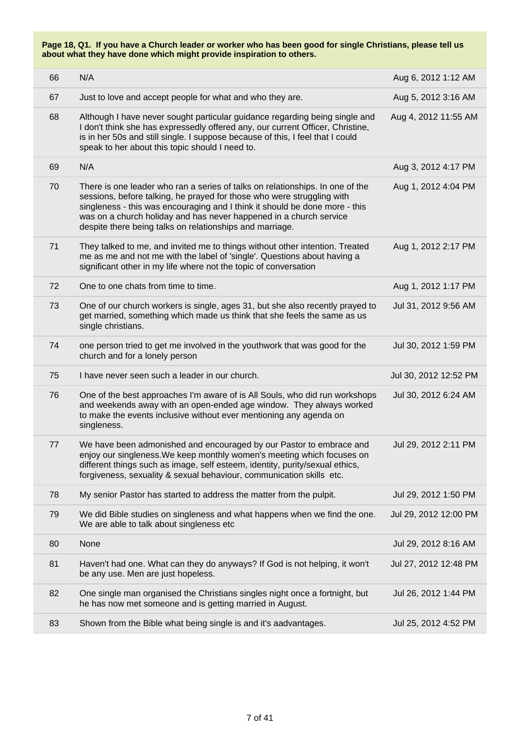**Page 18, Q1. If you have a Church leader or worker who has been good for single Christians, please tell us about what they have done which might provide inspiration to others.**

| | | |
|---|---|---|
| 66 | N/A | Aug 6, 2012 1:12 AM |
| 67 | Just to love and accept people for what and who they are. | Aug 5, 2012 3:16 AM |
| 68 | Although I have never sought particular guidance regarding being single and I don't think she has expressedly offered any, our current Officer, Christine, is in her 50s and still single. I suppose because of this, I feel that I could speak to her about this topic should I need to. | Aug 4, 2012 11:55 AM |
| 69 | N/A | Aug 3, 2012 4:17 PM |
| 70 | There is one leader who ran a series of talks on relationships. In one of the sessions, before talking, he prayed for those who were struggling with singleness - this was encouraging and I think it should be done more - this was on a church holiday and has never happened in a church service despite there being talks on relationships and marriage. | Aug 1, 2012 4:04 PM |
| 71 | They talked to me, and invited me to things without other intention. Treated me as me and not me with the label of 'single'. Questions about having a significant other in my life where not the topic of conversation | Aug 1, 2012 2:17 PM |
| 72 | One to one chats from time to time. | Aug 1, 2012 1:17 PM |
| 73 | One of our church workers is single, ages 31, but she also recently prayed to get married, something which made us think that she feels the same as us single christians. | Jul 31, 2012 9:56 AM |
| 74 | one person tried to get me involved in the youthwork that was good for the church and for a lonely person | Jul 30, 2012 1:59 PM |
| 75 | I have never seen such a leader in our church. | Jul 30, 2012 12:52 PM |
| 76 | One of the best approaches I'm aware of is All Souls, who did run workshops and weekends away with an open-ended age window. They always worked to make the events inclusive without ever mentioning any agenda on singleness. | Jul 30, 2012 6:24 AM |
| 77 | We have been admonished and encouraged by our Pastor to embrace and enjoy our singleness.We keep monthly women's meeting which focuses on different things such as image, self esteem, identity, purity/sexual ethics, forgiveness, sexuality & sexual behaviour, communication skills etc. | Jul 29, 2012 2:11 PM |
| 78 | My senior Pastor has started to address the matter from the pulpit. | Jul 29, 2012 1:50 PM |
| 79 | We did Bible studies on singleness and what happens when we find the one. We are able to talk about singleness etc | Jul 29, 2012 12:00 PM |
| 80 | None | Jul 29, 2012 8:16 AM |
| 81 | Haven't had one. What can they do anyways? If God is not helping, it won't be any use. Men are just hopeless. | Jul 27, 2012 12:48 PM |
| 82 | One single man organised the Christians singles night once a fortnight, but he has now met someone and is getting married in August. | Jul 26, 2012 1:44 PM |
| 83 | Shown from the Bible what being single is and it's aadvantages. | Jul 25, 2012 4:52 PM |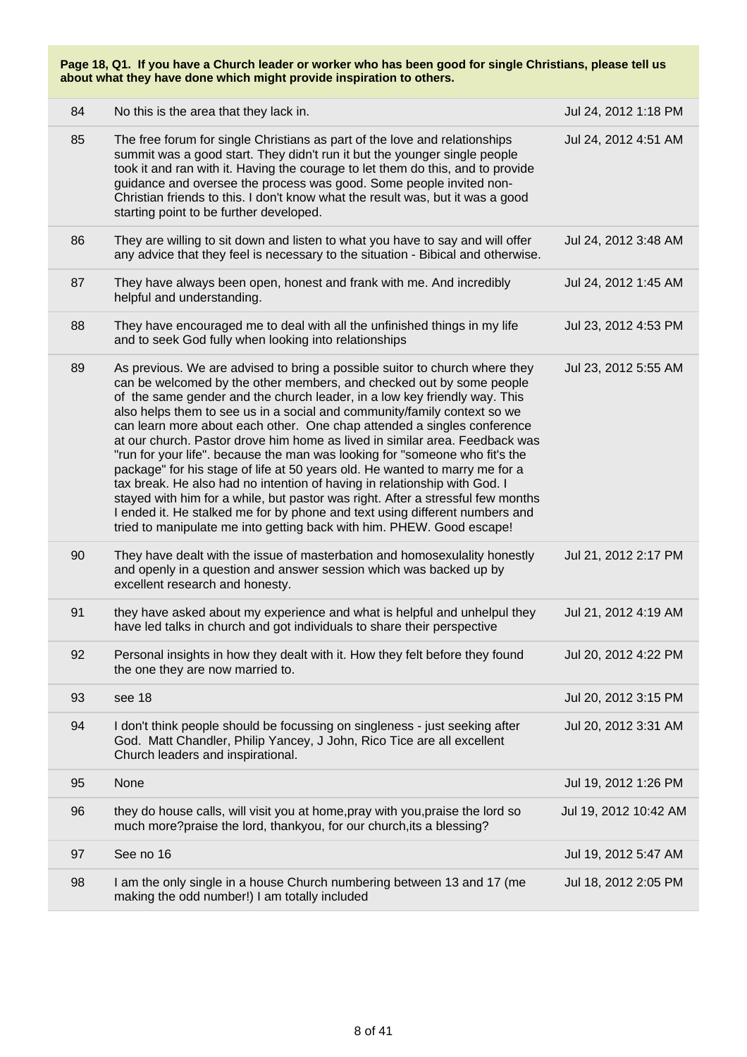**Page 18, Q1. If you have a Church leader or worker who has been good for single Christians, please tell us about what they have done which might provide inspiration to others.**

| | | |
|---|---|---|
| 84 | No this is the area that they lack in. | Jul 24, 2012 1:18 PM |
| 85 | The free forum for single Christians as part of the love and relationships summit was a good start. They didn't run it but the younger single people took it and ran with it. Having the courage to let them do this, and to provide guidance and oversee the process was good. Some people invited non-Christian friends to this. I don't know what the result was, but it was a good starting point to be further developed. | Jul 24, 2012 4:51 AM |
| 86 | They are willing to sit down and listen to what you have to say and will offer any advice that they feel is necessary to the situation - Bibical and otherwise. | Jul 24, 2012 3:48 AM |
| 87 | They have always been open, honest and frank with me. And incredibly helpful and understanding. | Jul 24, 2012 1:45 AM |
| 88 | They have encouraged me to deal with all the unfinished things in my life and to seek God fully when looking into relationships | Jul 23, 2012 4:53 PM |
| 89 | As previous. We are advised to bring a possible suitor to church where they can be welcomed by the other members, and checked out by some people of the same gender and the church leader, in a low key friendly way. This also helps them to see us in a social and community/family context so we can learn more about each other. One chap attended a singles conference at our church. Pastor drove him home as lived in similar area. Feedback was "run for your life". because the man was looking for "someone who fit's the package" for his stage of life at 50 years old. He wanted to marry me for a tax break. He also had no intention of having in relationship with God. I stayed with him for a while, but pastor was right. After a stressful few months I ended it. He stalked me for by phone and text using different numbers and tried to manipulate me into getting back with him. PHEW. Good escape! | Jul 23, 2012 5:55 AM |
| 90 | They have dealt with the issue of masterbation and homosexulality honestly and openly in a question and answer session which was backed up by excellent research and honesty. | Jul 21, 2012 2:17 PM |
| 91 | they have asked about my experience and what is helpful and unhelpul they have led talks in church and got individuals to share their perspective | Jul 21, 2012 4:19 AM |
| 92 | Personal insights in how they dealt with it. How they felt before they found the one they are now married to. | Jul 20, 2012 4:22 PM |
| 93 | see 18 | Jul 20, 2012 3:15 PM |
| 94 | I don't think people should be focussing on singleness - just seeking after God. Matt Chandler, Philip Yancey, J John, Rico Tice are all excellent Church leaders and inspirational. | Jul 20, 2012 3:31 AM |
| 95 | None | Jul 19, 2012 1:26 PM |
| 96 | they do house calls, will visit you at home,pray with you,praise the lord so much more?praise the lord, thankyou, for our church,its a blessing? | Jul 19, 2012 10:42 AM |
| 97 | See no 16 | Jul 19, 2012 5:47 AM |
| 98 | I am the only single in a house Church numbering between 13 and 17 (me making the odd number!) I am totally included | Jul 18, 2012 2:05 PM |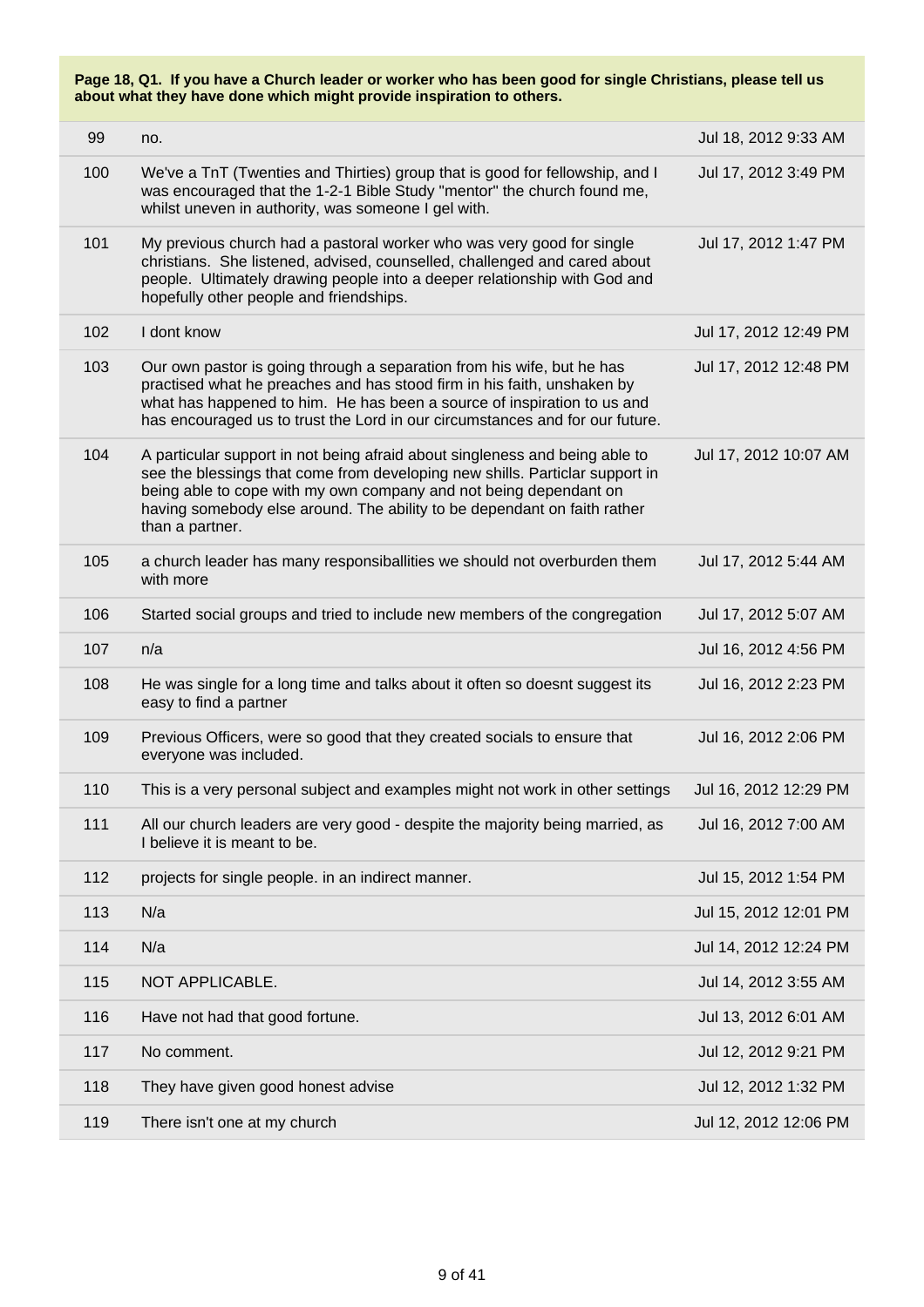**Page 18, Q1. If you have a Church leader or worker who has been good for single Christians, please tell us about what they have done which might provide inspiration to others.**

| | | |
|---|---|---|
| 99 | no. | Jul 18, 2012 9:33 AM |
| 100 | We've a TnT (Twenties and Thirties) group that is good for fellowship, and I was encouraged that the 1-2-1 Bible Study "mentor" the church found me, whilst uneven in authority, was someone I gel with. | Jul 17, 2012 3:49 PM |
| 101 | My previous church had a pastoral worker who was very good for single christians. She listened, advised, counselled, challenged and cared about people. Ultimately drawing people into a deeper relationship with God and hopefully other people and friendships. | Jul 17, 2012 1:47 PM |
| 102 | I dont know | Jul 17, 2012 12:49 PM |
| 103 | Our own pastor is going through a separation from his wife, but he has practised what he preaches and has stood firm in his faith, unshaken by what has happened to him. He has been a source of inspiration to us and has encouraged us to trust the Lord in our circumstances and for our future. | Jul 17, 2012 12:48 PM |
| 104 | A particular support in not being afraid about singleness and being able to see the blessings that come from developing new shills. Particlar support in being able to cope with my own company and not being dependant on having somebody else around. The ability to be dependant on faith rather than a partner. | Jul 17, 2012 10:07 AM |
| 105 | a church leader has many responsiballities we should not overburden them with more | Jul 17, 2012 5:44 AM |
| 106 | Started social groups and tried to include new members of the congregation | Jul 17, 2012 5:07 AM |
| 107 | n/a | Jul 16, 2012 4:56 PM |
| 108 | He was single for a long time and talks about it often so doesnt suggest its easy to find a partner | Jul 16, 2012 2:23 PM |
| 109 | Previous Officers, were so good that they created socials to ensure that everyone was included. | Jul 16, 2012 2:06 PM |
| 110 | This is a very personal subject and examples might not work in other settings | Jul 16, 2012 12:29 PM |
| 111 | All our church leaders are very good - despite the majority being married, as I believe it is meant to be. | Jul 16, 2012 7:00 AM |
| 112 | projects for single people. in an indirect manner. | Jul 15, 2012 1:54 PM |
| 113 | N/a | Jul 15, 2012 12:01 PM |
| 114 | N/a | Jul 14, 2012 12:24 PM |
| 115 | NOT APPLICABLE. | Jul 14, 2012 3:55 AM |
| 116 | Have not had that good fortune. | Jul 13, 2012 6:01 AM |
| 117 | No comment. | Jul 12, 2012 9:21 PM |
| 118 | They have given good honest advise | Jul 12, 2012 1:32 PM |
| 119 | There isn't one at my church | Jul 12, 2012 12:06 PM |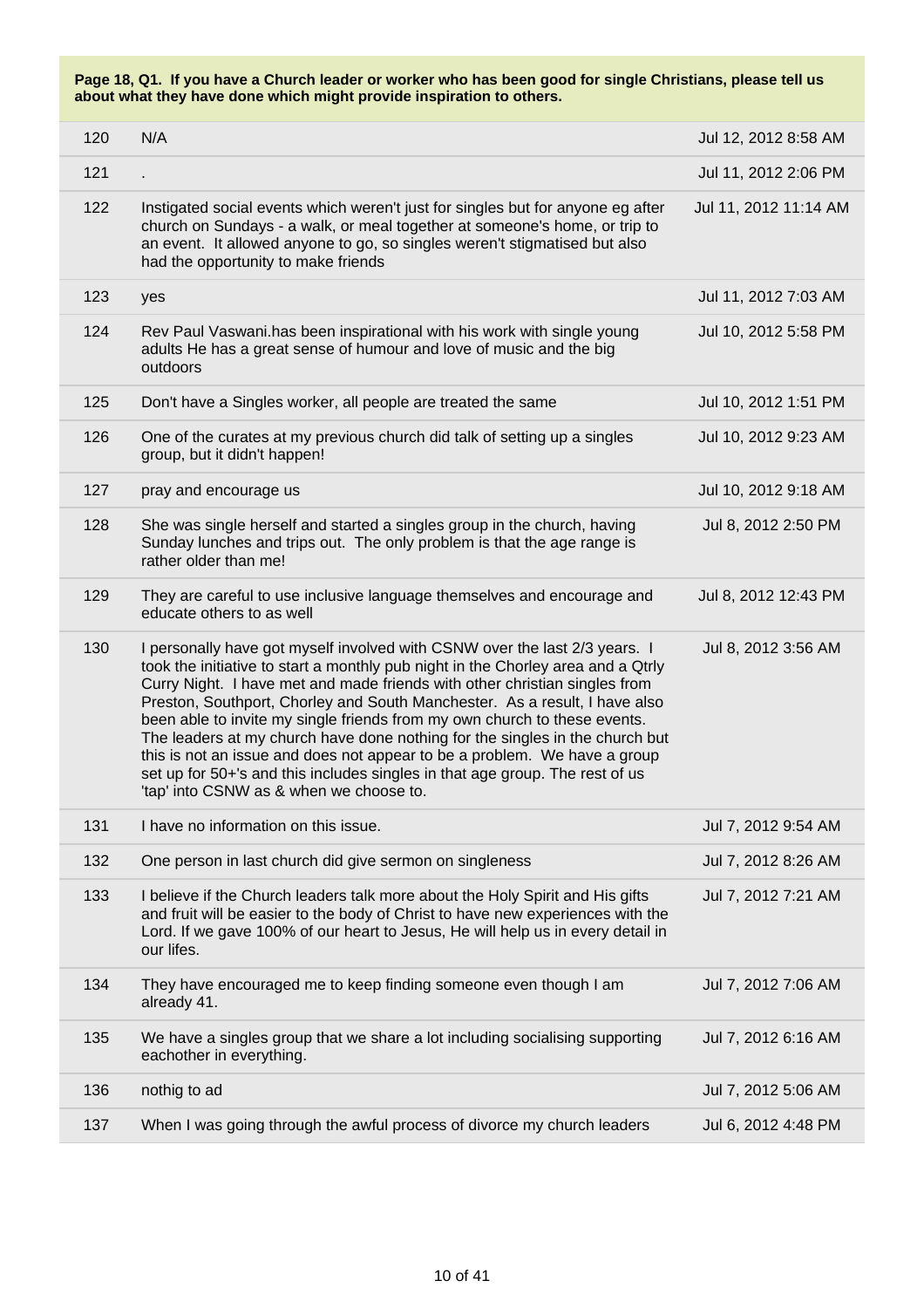**Page 18, Q1. If you have a Church leader or worker who has been good for single Christians, please tell us about what they have done which might provide inspiration to others.**

| | | |
|---|---|---|
| 120 | N/A | Jul 12, 2012 8:58 AM |
| 121 | . | Jul 11, 2012 2:06 PM |
| 122 | Instigated social events which weren't just for singles but for anyone eg after church on Sundays - a walk, or meal together at someone's home, or trip to an event. It allowed anyone to go, so singles weren't stigmatised but also had the opportunity to make friends | Jul 11, 2012 11:14 AM |
| 123 | yes | Jul 11, 2012 7:03 AM |
| 124 | Rev Paul Vaswani.has been inspirational with his work with single young adults He has a great sense of humour and love of music and the big outdoors | Jul 10, 2012 5:58 PM |
| 125 | Don't have a Singles worker, all people are treated the same | Jul 10, 2012 1:51 PM |
| 126 | One of the curates at my previous church did talk of setting up a singles group, but it didn't happen! | Jul 10, 2012 9:23 AM |
| 127 | pray and encourage us | Jul 10, 2012 9:18 AM |
| 128 | She was single herself and started a singles group in the church, having Sunday lunches and trips out. The only problem is that the age range is rather older than me! | Jul 8, 2012 2:50 PM |
| 129 | They are careful to use inclusive language themselves and encourage and educate others to as well | Jul 8, 2012 12:43 PM |
| 130 | I personally have got myself involved with CSNW over the last 2/3 years. I took the initiative to start a monthly pub night in the Chorley area and a Qtrly Curry Night. I have met and made friends with other christian singles from Preston, Southport, Chorley and South Manchester. As a result, I have also been able to invite my single friends from my own church to these events. The leaders at my church have done nothing for the singles in the church but this is not an issue and does not appear to be a problem. We have a group set up for 50+'s and this includes singles in that age group. The rest of us 'tap' into CSNW as & when we choose to. | Jul 8, 2012 3:56 AM |
| 131 | I have no information on this issue. | Jul 7, 2012 9:54 AM |
| 132 | One person in last church did give sermon on singleness | Jul 7, 2012 8:26 AM |
| 133 | I believe if the Church leaders talk more about the Holy Spirit and His gifts and fruit will be easier to the body of Christ to have new experiences with the Lord. If we gave 100% of our heart to Jesus, He will help us in every detail in our lifes. | Jul 7, 2012 7:21 AM |
| 134 | They have encouraged me to keep finding someone even though I am already 41. | Jul 7, 2012 7:06 AM |
| 135 | We have a singles group that we share a lot including socialising supporting eachother in everything. | Jul 7, 2012 6:16 AM |
| 136 | nothig to ad | Jul 7, 2012 5:06 AM |
| 137 | When I was going through the awful process of divorce my church leaders | Jul 6, 2012 4:48 PM |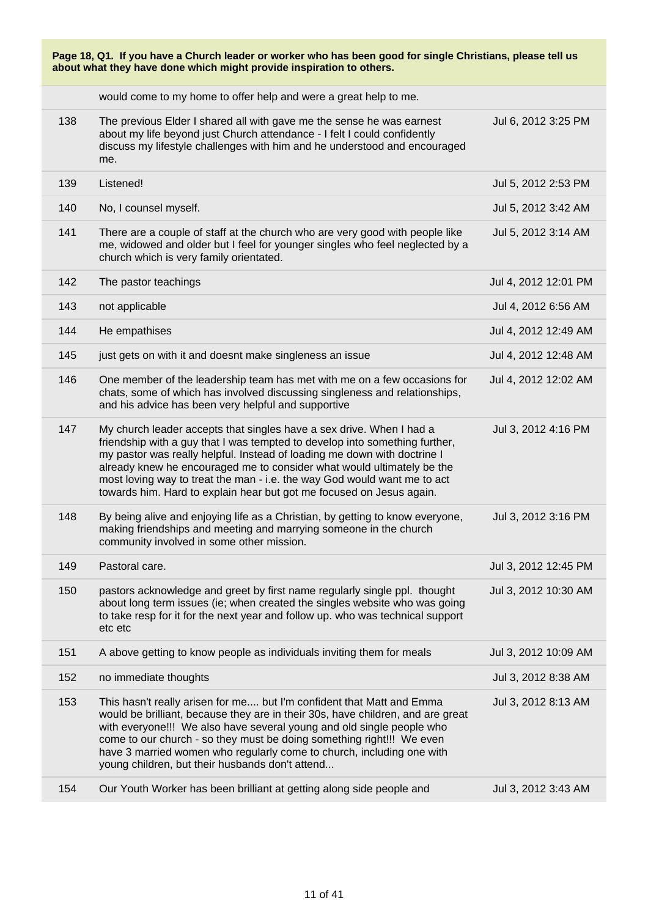**Page 18, Q1. If you have a Church leader or worker who has been good for single Christians, please tell us about what they have done which might provide inspiration to others.**

| | | |
|---|---|---|
| | would come to my home to offer help and were a great help to me. | |
| 138 | The previous Elder I shared all with gave me the sense he was earnest about my life beyond just Church attendance - I felt I could confidently discuss my lifestyle challenges with him and he understood and encouraged me. | Jul 6, 2012 3:25 PM |
| 139 | Listened! | Jul 5, 2012 2:53 PM |
| 140 | No, I counsel myself. | Jul 5, 2012 3:42 AM |
| 141 | There are a couple of staff at the church who are very good with people like me, widowed and older but I feel for younger singles who feel neglected by a church which is very family orientated. | Jul 5, 2012 3:14 AM |
| 142 | The pastor teachings | Jul 4, 2012 12:01 PM |
| 143 | not applicable | Jul 4, 2012 6:56 AM |
| 144 | He empathises | Jul 4, 2012 12:49 AM |
| 145 | just gets on with it and doesnt make singleness an issue | Jul 4, 2012 12:48 AM |
| 146 | One member of the leadership team has met with me on a few occasions for chats, some of which has involved discussing singleness and relationships, and his advice has been very helpful and supportive | Jul 4, 2012 12:02 AM |
| 147 | My church leader accepts that singles have a sex drive. When I had a friendship with a guy that I was tempted to develop into something further, my pastor was really helpful. Instead of loading me down with doctrine I already knew he encouraged me to consider what would ultimately be the most loving way to treat the man - i.e. the way God would want me to act towards him. Hard to explain hear but got me focused on Jesus again. | Jul 3, 2012 4:16 PM |
| 148 | By being alive and enjoying life as a Christian, by getting to know everyone, making friendships and meeting and marrying someone in the church community involved in some other mission. | Jul 3, 2012 3:16 PM |
| 149 | Pastoral care. | Jul 3, 2012 12:45 PM |
| 150 | pastors acknowledge and greet by first name regularly single ppl. thought about long term issues (ie; when created the singles website who was going to take resp for it for the next year and follow up. who was technical support etc etc | Jul 3, 2012 10:30 AM |
| 151 | A above getting to know people as individuals inviting them for meals | Jul 3, 2012 10:09 AM |
| 152 | no immediate thoughts | Jul 3, 2012 8:38 AM |
| 153 | This hasn't really arisen for me.... but I'm confident that Matt and Emma would be brilliant, because they are in their 30s, have children, and are great with everyone!!! We also have several young and old single people who come to our church - so they must be doing something right!!! We even have 3 married women who regularly come to church, including one with young children, but their husbands don't attend... | Jul 3, 2012 8:13 AM |
| 154 | Our Youth Worker has been brilliant at getting along side people and | Jul 3, 2012 3:43 AM |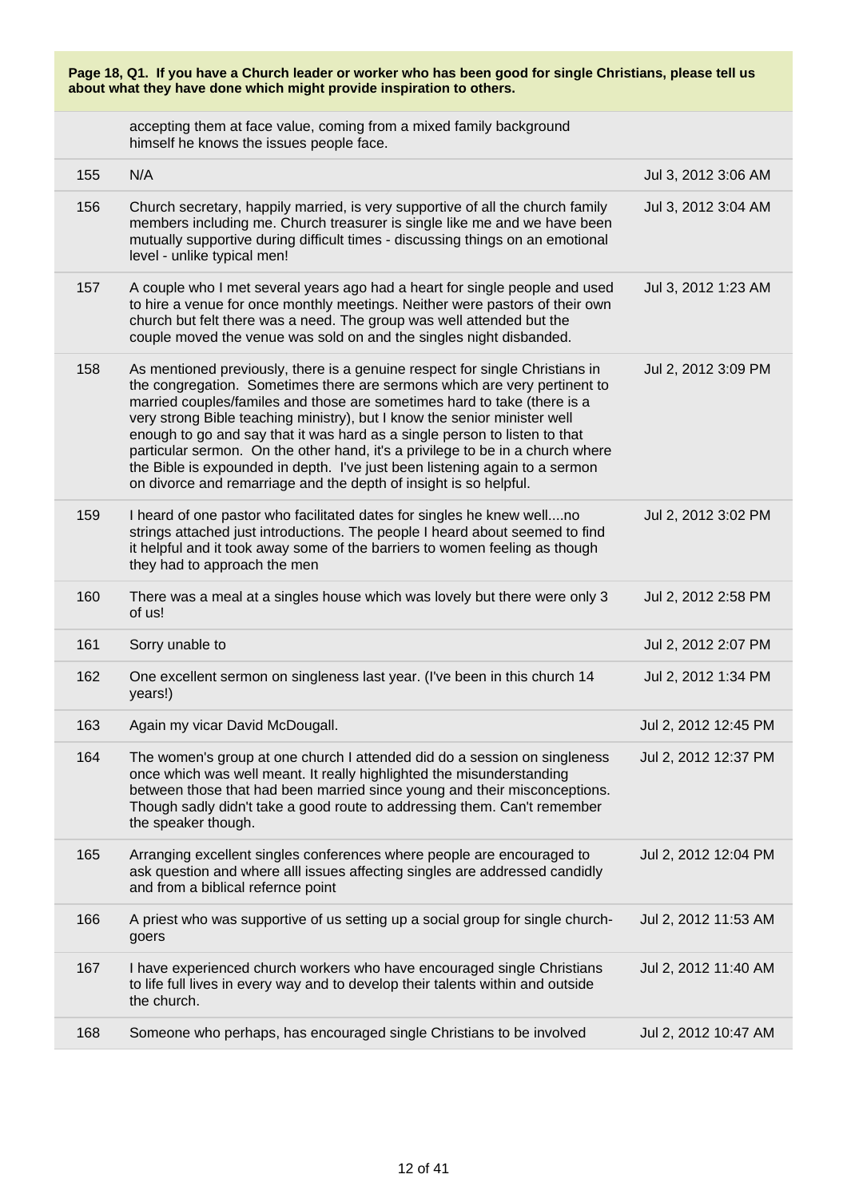**Page 18, Q1. If you have a Church leader or worker who has been good for single Christians, please tell us about what they have done which might provide inspiration to others.**

| | | |
|---|---|---|
| | accepting them at face value, coming from a mixed family background himself he knows the issues people face. | |
| 155 | N/A | Jul 3, 2012 3:06 AM |
| 156 | Church secretary, happily married, is very supportive of all the church family members including me. Church treasurer is single like me and we have been mutually supportive during difficult times - discussing things on an emotional level - unlike typical men! | Jul 3, 2012 3:04 AM |
| 157 | A couple who I met several years ago had a heart for single people and used to hire a venue for once monthly meetings. Neither were pastors of their own church but felt there was a need. The group was well attended but the couple moved the venue was sold on and the singles night disbanded. | Jul 3, 2012 1:23 AM |
| 158 | As mentioned previously, there is a genuine respect for single Christians in the congregation. Sometimes there are sermons which are very pertinent to married couples/familes and those are sometimes hard to take (there is a very strong Bible teaching ministry), but I know the senior minister well enough to go and say that it was hard as a single person to listen to that particular sermon. On the other hand, it's a privilege to be in a church where the Bible is expounded in depth. I've just been listening again to a sermon on divorce and remarriage and the depth of insight is so helpful. | Jul 2, 2012 3:09 PM |
| 159 | I heard of one pastor who facilitated dates for singles he knew well....no strings attached just introductions. The people I heard about seemed to find it helpful and it took away some of the barriers to women feeling as though they had to approach the men | Jul 2, 2012 3:02 PM |
| 160 | There was a meal at a singles house which was lovely but there were only 3 of us! | Jul 2, 2012 2:58 PM |
| 161 | Sorry unable to | Jul 2, 2012 2:07 PM |
| 162 | One excellent sermon on singleness last year. (I've been in this church 14 years!) | Jul 2, 2012 1:34 PM |
| 163 | Again my vicar David McDougall. | Jul 2, 2012 12:45 PM |
| 164 | The women's group at one church I attended did do a session on singleness once which was well meant. It really highlighted the misunderstanding between those that had been married since young and their misconceptions. Though sadly didn't take a good route to addressing them. Can't remember the speaker though. | Jul 2, 2012 12:37 PM |
| 165 | Arranging excellent singles conferences where people are encouraged to ask question and where alll issues affecting singles are addressed candidly and from a biblical refernce point | Jul 2, 2012 12:04 PM |
| 166 | A priest who was supportive of us setting up a social group for single church-goers | Jul 2, 2012 11:53 AM |
| 167 | I have experienced church workers who have encouraged single Christians to life full lives in every way and to develop their talents within and outside the church. | Jul 2, 2012 11:40 AM |
| 168 | Someone who perhaps, has encouraged single Christians to be involved | Jul 2, 2012 10:47 AM |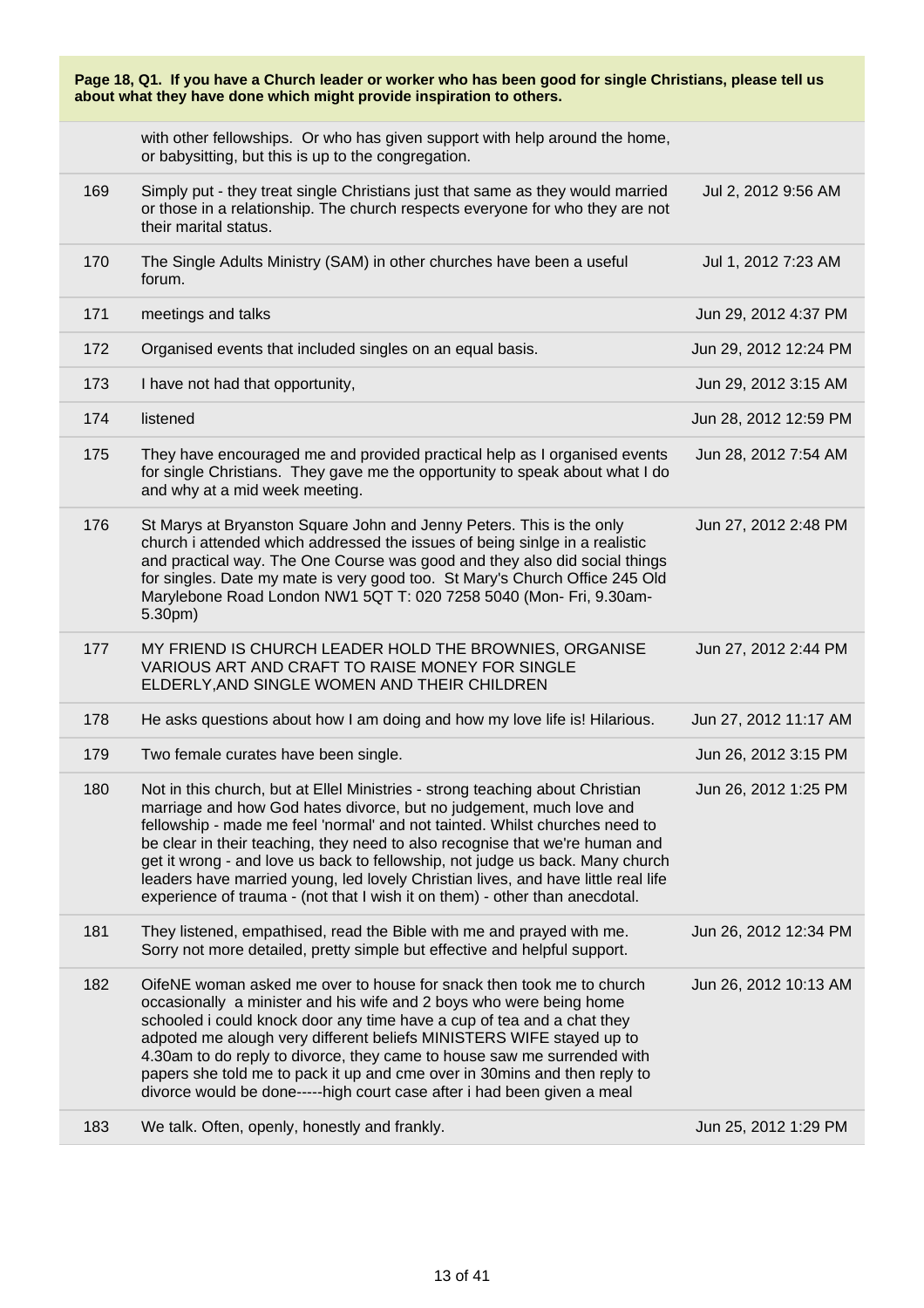**Page 18, Q1. If you have a Church leader or worker who has been good for single Christians, please tell us about what they have done which might provide inspiration to others.**

| | | |
|---|---|---|
| | with other fellowships. Or who has given support with help around the home, or babysitting, but this is up to the congregation. | |
| 169 | Simply put - they treat single Christians just that same as they would married or those in a relationship. The church respects everyone for who they are not their marital status. | Jul 2, 2012 9:56 AM |
| 170 | The Single Adults Ministry (SAM) in other churches have been a useful forum. | Jul 1, 2012 7:23 AM |
| 171 | meetings and talks | Jun 29, 2012 4:37 PM |
| 172 | Organised events that included singles on an equal basis. | Jun 29, 2012 12:24 PM |
| 173 | I have not had that opportunity, | Jun 29, 2012 3:15 AM |
| 174 | listened | Jun 28, 2012 12:59 PM |
| 175 | They have encouraged me and provided practical help as I organised events for single Christians. They gave me the opportunity to speak about what I do and why at a mid week meeting. | Jun 28, 2012 7:54 AM |
| 176 | St Marys at Bryanston Square John and Jenny Peters. This is the only church i attended which addressed the issues of being sinlge in a realistic and practical way. The One Course was good and they also did social things for singles. Date my mate is very good too. St Mary's Church Office 245 Old Marylebone Road London NW1 5QT T: 020 7258 5040 (Mon- Fri, 9.30am-5.30pm) | Jun 27, 2012 2:48 PM |
| 177 | MY FRIEND IS CHURCH LEADER HOLD THE BROWNIES, ORGANISE VARIOUS ART AND CRAFT TO RAISE MONEY FOR SINGLE ELDERLY,AND SINGLE WOMEN AND THEIR CHILDREN | Jun 27, 2012 2:44 PM |
| 178 | He asks questions about how I am doing and how my love life is! Hilarious. | Jun 27, 2012 11:17 AM |
| 179 | Two female curates have been single. | Jun 26, 2012 3:15 PM |
| 180 | Not in this church, but at Ellel Ministries - strong teaching about Christian marriage and how God hates divorce, but no judgement, much love and fellowship - made me feel 'normal' and not tainted. Whilst churches need to be clear in their teaching, they need to also recognise that we're human and get it wrong - and love us back to fellowship, not judge us back. Many church leaders have married young, led lovely Christian lives, and have little real life experience of trauma - (not that I wish it on them) - other than anecdotal. | Jun 26, 2012 1:25 PM |
| 181 | They listened, empathised, read the Bible with me and prayed with me. Sorry not more detailed, pretty simple but effective and helpful support. | Jun 26, 2012 12:34 PM |
| 182 | OifeNE woman asked me over to house for snack then took me to church occasionally a minister and his wife and 2 boys who were being home schooled i could knock door any time have a cup of tea and a chat they adpoted me alough very different beliefs MINISTERS WIFE stayed up to 4.30am to do reply to divorce, they came to house saw me surrended with papers she told me to pack it up and cme over in 30mins and then reply to divorce would be done-----high court case after i had been given a meal | Jun 26, 2012 10:13 AM |
| 183 | We talk. Often, openly, honestly and frankly. | Jun 25, 2012 1:29 PM |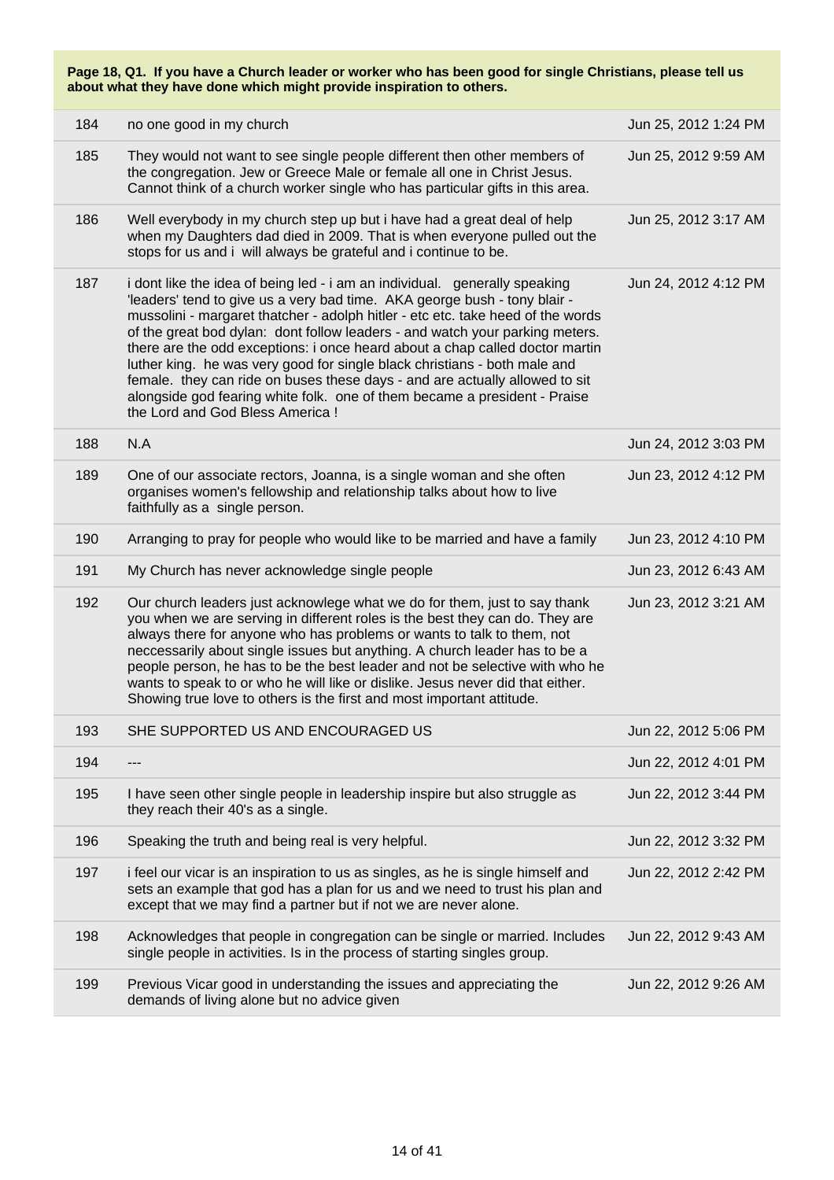**Page 18, Q1. If you have a Church leader or worker who has been good for single Christians, please tell us about what they have done which might provide inspiration to others.**

| | | |
|---|---|---|
| 184 | no one good in my church | Jun 25, 2012 1:24 PM |
| 185 | They would not want to see single people different then other members of the congregation. Jew or Greece Male or female all one in Christ Jesus. Cannot think of a church worker single who has particular gifts in this area. | Jun 25, 2012 9:59 AM |
| 186 | Well everybody in my church step up but i have had a great deal of help when my Daughters dad died in 2009. That is when everyone pulled out the stops for us and i will always be grateful and i continue to be. | Jun 25, 2012 3:17 AM |
| 187 | i dont like the idea of being led - i am an individual. generally speaking 'leaders' tend to give us a very bad time. AKA george bush - tony blair - mussolini - margaret thatcher - adolph hitler - etc etc. take heed of the words of the great bod dylan: dont follow leaders - and watch your parking meters. there are the odd exceptions: i once heard about a chap called doctor martin luther king. he was very good for single black christians - both male and female. they can ride on buses these days - and are actually allowed to sit alongside god fearing white folk. one of them became a president - Praise the Lord and God Bless America ! | Jun 24, 2012 4:12 PM |
| 188 | N.A | Jun 24, 2012 3:03 PM |
| 189 | One of our associate rectors, Joanna, is a single woman and she often organises women's fellowship and relationship talks about how to live faithfully as a single person. | Jun 23, 2012 4:12 PM |
| 190 | Arranging to pray for people who would like to be married and have a family | Jun 23, 2012 4:10 PM |
| 191 | My Church has never acknowledge single people | Jun 23, 2012 6:43 AM |
| 192 | Our church leaders just acknowlege what we do for them, just to say thank you when we are serving in different roles is the best they can do. They are always there for anyone who has problems or wants to talk to them, not neccessarily about single issues but anything. A church leader has to be a people person, he has to be the best leader and not be selective with who he wants to speak to or who he will like or dislike. Jesus never did that either. Showing true love to others is the first and most important attitude. | Jun 23, 2012 3:21 AM |
| 193 | SHE SUPPORTED US AND ENCOURAGED US | Jun 22, 2012 5:06 PM |
| 194 | --- | Jun 22, 2012 4:01 PM |
| 195 | I have seen other single people in leadership inspire but also struggle as they reach their 40's as a single. | Jun 22, 2012 3:44 PM |
| 196 | Speaking the truth and being real is very helpful. | Jun 22, 2012 3:32 PM |
| 197 | i feel our vicar is an inspiration to us as singles, as he is single himself and sets an example that god has a plan for us and we need to trust his plan and except that we may find a partner but if not we are never alone. | Jun 22, 2012 2:42 PM |
| 198 | Acknowledges that people in congregation can be single or married. Includes single people in activities. Is in the process of starting singles group. | Jun 22, 2012 9:43 AM |
| 199 | Previous Vicar good in understanding the issues and appreciating the demands of living alone but no advice given | Jun 22, 2012 9:26 AM |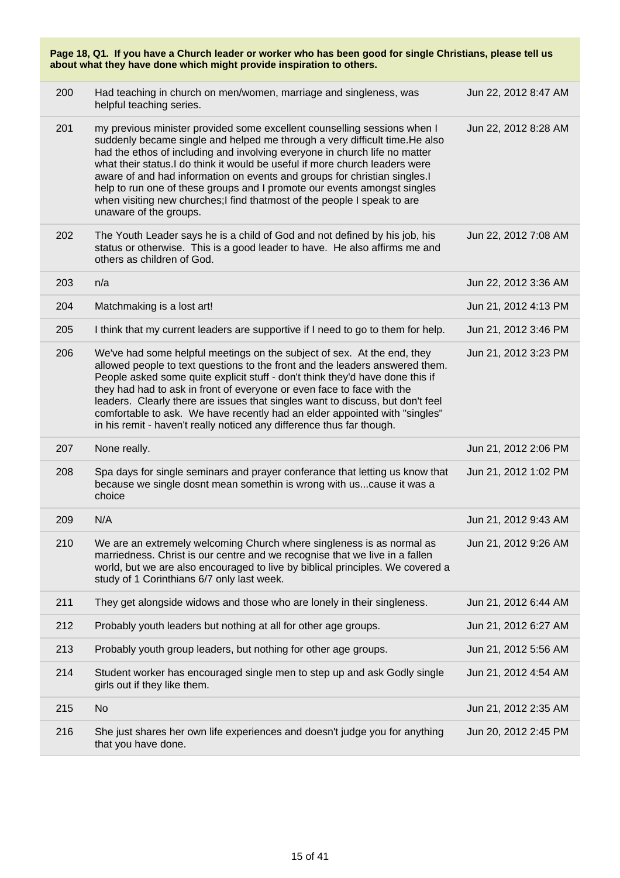**Page 18, Q1. If you have a Church leader or worker who has been good for single Christians, please tell us about what they have done which might provide inspiration to others.**

| | | |
|---|---|---|
| 200 | Had teaching in church on men/women, marriage and singleness, was helpful teaching series. | Jun 22, 2012 8:47 AM |
| 201 | my previous minister provided some excellent counselling sessions when I suddenly became single and helped me through a very difficult time.He also had the ethos of including and involving everyone in church life no matter what their status.I do think it would be useful if more church leaders were aware of and had information on events and groups for christian singles.I help to run one of these groups and I promote our events amongst singles when visiting new churches;I find thatmost of the people I speak to are unaware of the groups. | Jun 22, 2012 8:28 AM |
| 202 | The Youth Leader says he is a child of God and not defined by his job, his status or otherwise. This is a good leader to have. He also affirms me and others as children of God. | Jun 22, 2012 7:08 AM |
| 203 | n/a | Jun 22, 2012 3:36 AM |
| 204 | Matchmaking is a lost art! | Jun 21, 2012 4:13 PM |
| 205 | I think that my current leaders are supportive if I need to go to them for help. | Jun 21, 2012 3:46 PM |
| 206 | We've had some helpful meetings on the subject of sex. At the end, they allowed people to text questions to the front and the leaders answered them. People asked some quite explicit stuff - don't think they'd have done this if they had had to ask in front of everyone or even face to face with the leaders. Clearly there are issues that singles want to discuss, but don't feel comfortable to ask. We have recently had an elder appointed with "singles" in his remit - haven't really noticed any difference thus far though. | Jun 21, 2012 3:23 PM |
| 207 | None really. | Jun 21, 2012 2:06 PM |
| 208 | Spa days for single seminars and prayer conferance that letting us know that because we single dosnt mean somethin is wrong with us...cause it was a choice | Jun 21, 2012 1:02 PM |
| 209 | N/A | Jun 21, 2012 9:43 AM |
| 210 | We are an extremely welcoming Church where singleness is as normal as marriedness. Christ is our centre and we recognise that we live in a fallen world, but we are also encouraged to live by biblical principles. We covered a study of 1 Corinthians 6/7 only last week. | Jun 21, 2012 9:26 AM |
| 211 | They get alongside widows and those who are lonely in their singleness. | Jun 21, 2012 6:44 AM |
| 212 | Probably youth leaders but nothing at all for other age groups. | Jun 21, 2012 6:27 AM |
| 213 | Probably youth group leaders, but nothing for other age groups. | Jun 21, 2012 5:56 AM |
| 214 | Student worker has encouraged single men to step up and ask Godly single girls out if they like them. | Jun 21, 2012 4:54 AM |
| 215 | No | Jun 21, 2012 2:35 AM |
| 216 | She just shares her own life experiences and doesn't judge you for anything that you have done. | Jun 20, 2012 2:45 PM |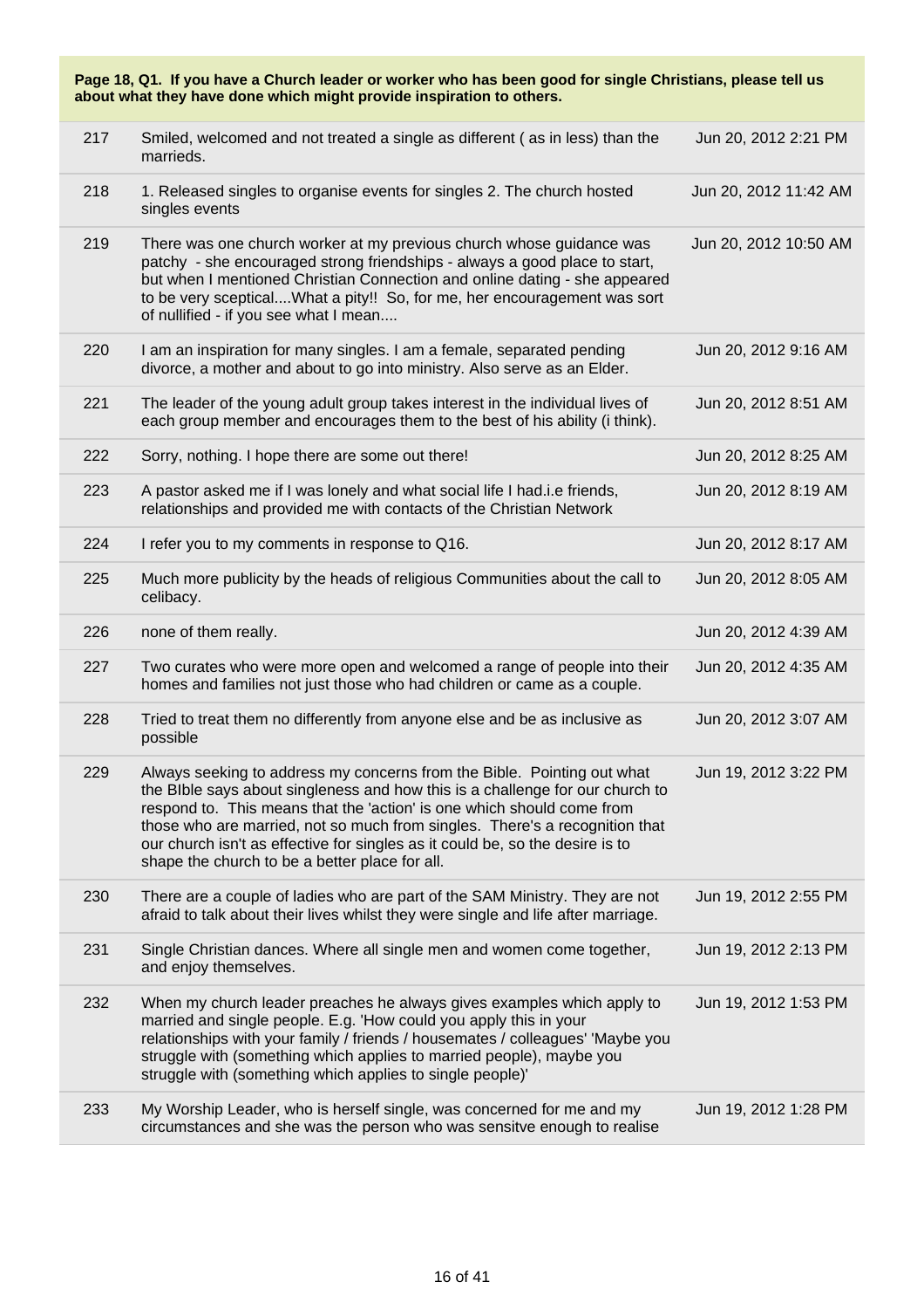**Page 18, Q1. If you have a Church leader or worker who has been good for single Christians, please tell us about what they have done which might provide inspiration to others.**

| | | |
|---|---|---|
| 217 | Smiled, welcomed and not treated a single as different ( as in less) than the marrieds. | Jun 20, 2012 2:21 PM |
| 218 | 1. Released singles to organise events for singles 2. The church hosted singles events | Jun 20, 2012 11:42 AM |
| 219 | There was one church worker at my previous church whose guidance was patchy - she encouraged strong friendships - always a good place to start, but when I mentioned Christian Connection and online dating - she appeared to be very sceptical....What a pity!! So, for me, her encouragement was sort of nullified - if you see what I mean.... | Jun 20, 2012 10:50 AM |
| 220 | I am an inspiration for many singles. I am a female, separated pending divorce, a mother and about to go into ministry. Also serve as an Elder. | Jun 20, 2012 9:16 AM |
| 221 | The leader of the young adult group takes interest in the individual lives of each group member and encourages them to the best of his ability (i think). | Jun 20, 2012 8:51 AM |
| 222 | Sorry, nothing. I hope there are some out there! | Jun 20, 2012 8:25 AM |
| 223 | A pastor asked me if I was lonely and what social life I had.i.e friends, relationships and provided me with contacts of the Christian Network | Jun 20, 2012 8:19 AM |
| 224 | I refer you to my comments in response to Q16. | Jun 20, 2012 8:17 AM |
| 225 | Much more publicity by the heads of religious Communities about the call to celibacy. | Jun 20, 2012 8:05 AM |
| 226 | none of them really. | Jun 20, 2012 4:39 AM |
| 227 | Two curates who were more open and welcomed a range of people into their homes and families not just those who had children or came as a couple. | Jun 20, 2012 4:35 AM |
| 228 | Tried to treat them no differently from anyone else and be as inclusive as possible | Jun 20, 2012 3:07 AM |
| 229 | Always seeking to address my concerns from the Bible. Pointing out what the BIble says about singleness and how this is a challenge for our church to respond to. This means that the 'action' is one which should come from those who are married, not so much from singles. There's a recognition that our church isn't as effective for singles as it could be, so the desire is to shape the church to be a better place for all. | Jun 19, 2012 3:22 PM |
| 230 | There are a couple of ladies who are part of the SAM Ministry. They are not afraid to talk about their lives whilst they were single and life after marriage. | Jun 19, 2012 2:55 PM |
| 231 | Single Christian dances. Where all single men and women come together, and enjoy themselves. | Jun 19, 2012 2:13 PM |
| 232 | When my church leader preaches he always gives examples which apply to married and single people. E.g. 'How could you apply this in your relationships with your family / friends / housemates / colleagues' 'Maybe you struggle with (something which applies to married people), maybe you struggle with (something which applies to single people)' | Jun 19, 2012 1:53 PM |
| 233 | My Worship Leader, who is herself single, was concerned for me and my circumstances and she was the person who was sensitve enough to realise | Jun 19, 2012 1:28 PM |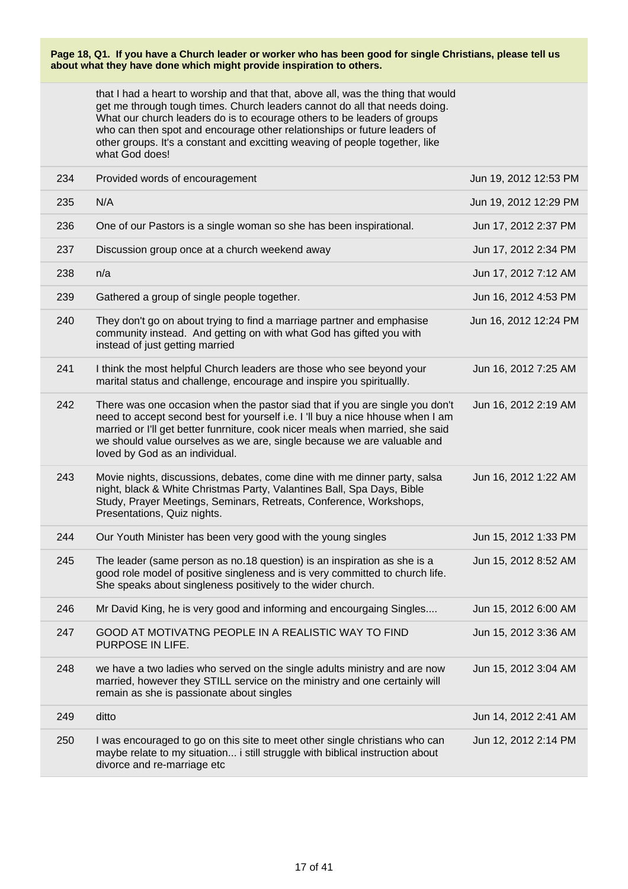**Page 18, Q1. If you have a Church leader or worker who has been good for single Christians, please tell us about what they have done which might provide inspiration to others.**

| | | |
|---|---|---|
| | that I had a heart to worship and that that, above all, was the thing that would get me through tough times. Church leaders cannot do all that needs doing. What our church leaders do is to ecourage others to be leaders of groups who can then spot and encourage other relationships or future leaders of other groups. It's a constant and excitting weaving of people together, like what God does! | |
| 234 | Provided words of encouragement | Jun 19, 2012 12:53 PM |
| 235 | N/A | Jun 19, 2012 12:29 PM |
| 236 | One of our Pastors is a single woman so she has been inspirational. | Jun 17, 2012 2:37 PM |
| 237 | Discussion group once at a church weekend away | Jun 17, 2012 2:34 PM |
| 238 | n/a | Jun 17, 2012 7:12 AM |
| 239 | Gathered a group of single people together. | Jun 16, 2012 4:53 PM |
| 240 | They don't go on about trying to find a marriage partner and emphasise community instead. And getting on with what God has gifted you with instead of just getting married | Jun 16, 2012 12:24 PM |
| 241 | I think the most helpful Church leaders are those who see beyond your marital status and challenge, encourage and inspire you spirituallly. | Jun 16, 2012 7:25 AM |
| 242 | There was one occasion when the pastor siad that if you are single you don't need to accept second best for yourself i.e. I 'll buy a nice hhouse when I am married or I'll get better funrniture, cook nicer meals when married, she said we should value ourselves as we are, single because we are valuable and loved by God as an individual. | Jun 16, 2012 2:19 AM |
| 243 | Movie nights, discussions, debates, come dine with me dinner party, salsa night, black & White Christmas Party, Valantines Ball, Spa Days, Bible Study, Prayer Meetings, Seminars, Retreats, Conference, Workshops, Presentations, Quiz nights. | Jun 16, 2012 1:22 AM |
| 244 | Our Youth Minister has been very good with the young singles | Jun 15, 2012 1:33 PM |
| 245 | The leader (same person as no.18 question) is an inspiration as she is a good role model of positive singleness and is very committed to church life. She speaks about singleness positively to the wider church. | Jun 15, 2012 8:52 AM |
| 246 | Mr David King, he is very good and informing and encourgaing Singles.... | Jun 15, 2012 6:00 AM |
| 247 | GOOD AT MOTIVATNG PEOPLE IN A REALISTIC WAY TO FIND PURPOSE IN LIFE. | Jun 15, 2012 3:36 AM |
| 248 | we have a two ladies who served on the single adults ministry and are now married, however they STILL service on the ministry and one certainly will remain as she is passionate about singles | Jun 15, 2012 3:04 AM |
| 249 | ditto | Jun 14, 2012 2:41 AM |
| 250 | I was encouraged to go on this site to meet other single christians who can maybe relate to my situation... i still struggle with biblical instruction about divorce and re-marriage etc | Jun 12, 2012 2:14 PM |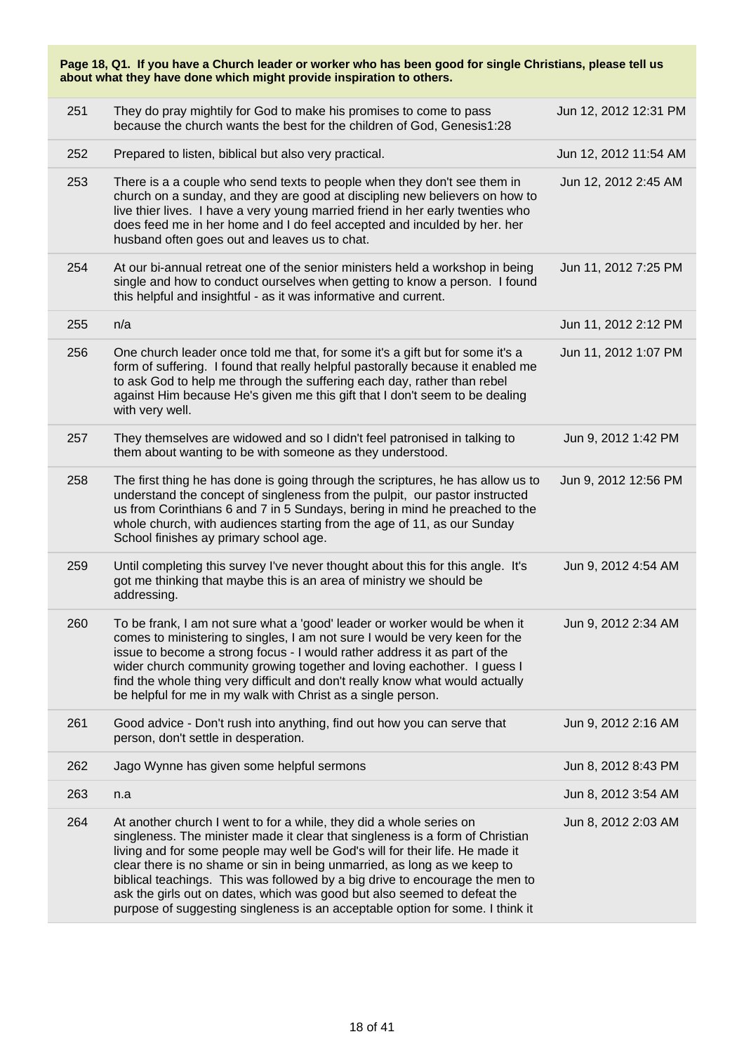**Page 18, Q1. If you have a Church leader or worker who has been good for single Christians, please tell us about what they have done which might provide inspiration to others.**

| | | |
|---|---|---|
| 251 | They do pray mightily for God to make his promises to come to pass because the church wants the best for the children of God, Genesis1:28 | Jun 12, 2012 12:31 PM |
| 252 | Prepared to listen, biblical but also very practical. | Jun 12, 2012 11:54 AM |
| 253 | There is a a couple who send texts to people when they don't see them in church on a sunday, and they are good at discipling new believers on how to live thier lives. I have a very young married friend in her early twenties who does feed me in her home and I do feel accepted and inculded by her. her husband often goes out and leaves us to chat. | Jun 12, 2012 2:45 AM |
| 254 | At our bi-annual retreat one of the senior ministers held a workshop in being single and how to conduct ourselves when getting to know a person. I found this helpful and insightful - as it was informative and current. | Jun 11, 2012 7:25 PM |
| 255 | n/a | Jun 11, 2012 2:12 PM |
| 256 | One church leader once told me that, for some it's a gift but for some it's a form of suffering. I found that really helpful pastorally because it enabled me to ask God to help me through the suffering each day, rather than rebel against Him because He's given me this gift that I don't seem to be dealing with very well. | Jun 11, 2012 1:07 PM |
| 257 | They themselves are widowed and so I didn't feel patronised in talking to them about wanting to be with someone as they understood. | Jun 9, 2012 1:42 PM |
| 258 | The first thing he has done is going through the scriptures, he has allow us to understand the concept of singleness from the pulpit, our pastor instructed us from Corinthians 6 and 7 in 5 Sundays, bering in mind he preached to the whole church, with audiences starting from the age of 11, as our Sunday School finishes ay primary school age. | Jun 9, 2012 12:56 PM |
| 259 | Until completing this survey I've never thought about this for this angle. It's got me thinking that maybe this is an area of ministry we should be addressing. | Jun 9, 2012 4:54 AM |
| 260 | To be frank, I am not sure what a 'good' leader or worker would be when it comes to ministering to singles, I am not sure I would be very keen for the issue to become a strong focus - I would rather address it as part of the wider church community growing together and loving eachother. I guess I find the whole thing very difficult and don't really know what would actually be helpful for me in my walk with Christ as a single person. | Jun 9, 2012 2:34 AM |
| 261 | Good advice - Don't rush into anything, find out how you can serve that person, don't settle in desperation. | Jun 9, 2012 2:16 AM |
| 262 | Jago Wynne has given some helpful sermons | Jun 8, 2012 8:43 PM |
| 263 | n.a | Jun 8, 2012 3:54 AM |
| 264 | At another church I went to for a while, they did a whole series on singleness. The minister made it clear that singleness is a form of Christian living and for some people may well be God's will for their life. He made it clear there is no shame or sin in being unmarried, as long as we keep to biblical teachings. This was followed by a big drive to encourage the men to ask the girls out on dates, which was good but also seemed to defeat the purpose of suggesting singleness is an acceptable option for some. I think it | Jun 8, 2012 2:03 AM |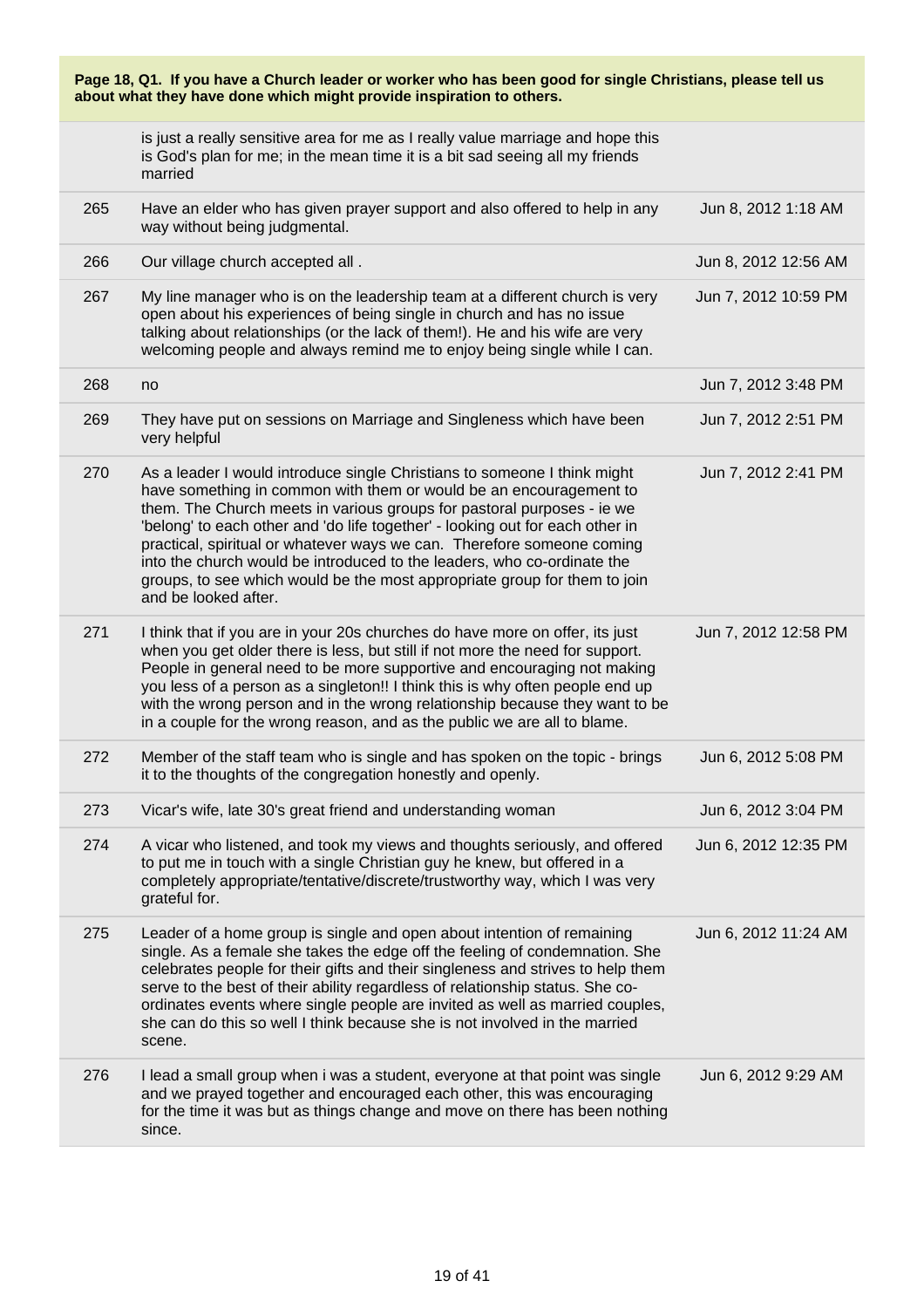**Page 18, Q1. If you have a Church leader or worker who has been good for single Christians, please tell us about what they have done which might provide inspiration to others.**

| | | |
|---|---|---|
| | is just a really sensitive area for me as I really value marriage and hope this is God's plan for me; in the mean time it is a bit sad seeing all my friends married | |
| 265 | Have an elder who has given prayer support and also offered to help in any way without being judgmental. | Jun 8, 2012 1:18 AM |
| 266 | Our village church accepted all . | Jun 8, 2012 12:56 AM |
| 267 | My line manager who is on the leadership team at a different church is very open about his experiences of being single in church and has no issue talking about relationships (or the lack of them!). He and his wife are very welcoming people and always remind me to enjoy being single while I can. | Jun 7, 2012 10:59 PM |
| 268 | no | Jun 7, 2012 3:48 PM |
| 269 | They have put on sessions on Marriage and Singleness which have been very helpful | Jun 7, 2012 2:51 PM |
| 270 | As a leader I would introduce single Christians to someone I think might have something in common with them or would be an encouragement to them. The Church meets in various groups for pastoral purposes - ie we 'belong' to each other and 'do life together' - looking out for each other in practical, spiritual or whatever ways we can. Therefore someone coming into the church would be introduced to the leaders, who co-ordinate the groups, to see which would be the most appropriate group for them to join and be looked after. | Jun 7, 2012 2:41 PM |
| 271 | I think that if you are in your 20s churches do have more on offer, its just when you get older there is less, but still if not more the need for support. People in general need to be more supportive and encouraging not making you less of a person as a singleton!! I think this is why often people end up with the wrong person and in the wrong relationship because they want to be in a couple for the wrong reason, and as the public we are all to blame. | Jun 7, 2012 12:58 PM |
| 272 | Member of the staff team who is single and has spoken on the topic - brings it to the thoughts of the congregation honestly and openly. | Jun 6, 2012 5:08 PM |
| 273 | Vicar's wife, late 30's great friend and understanding woman | Jun 6, 2012 3:04 PM |
| 274 | A vicar who listened, and took my views and thoughts seriously, and offered to put me in touch with a single Christian guy he knew, but offered in a completely appropriate/tentative/discrete/trustworthy way, which I was very grateful for. | Jun 6, 2012 12:35 PM |
| 275 | Leader of a home group is single and open about intention of remaining single. As a female she takes the edge off the feeling of condemnation. She celebrates people for their gifts and their singleness and strives to help them serve to the best of their ability regardless of relationship status. She co-ordinates events where single people are invited as well as married couples, she can do this so well I think because she is not involved in the married scene. | Jun 6, 2012 11:24 AM |
| 276 | I lead a small group when i was a student, everyone at that point was single and we prayed together and encouraged each other, this was encouraging for the time it was but as things change and move on there has been nothing since. | Jun 6, 2012 9:29 AM |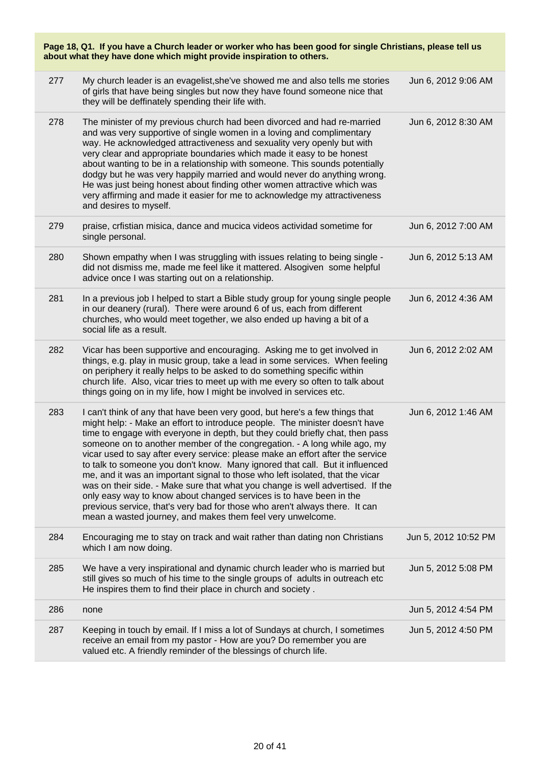**Page 18, Q1. If you have a Church leader or worker who has been good for single Christians, please tell us about what they have done which might provide inspiration to others.**

| | | |
|---|---|---|
| 277 | My church leader is an evagelist,she've showed me and also tells me stories of girls that have being singles but now they have found someone nice that they will be deffinately spending their life with. | Jun 6, 2012 9:06 AM |
| 278 | The minister of my previous church had been divorced and had re-married and was very supportive of single women in a loving and complimentary way. He acknowledged attractiveness and sexuality very openly but with very clear and appropriate boundaries which made it easy to be honest about wanting to be in a relationship with someone. This sounds potentially dodgy but he was very happily married and would never do anything wrong. He was just being honest about finding other women attractive which was very affirming and made it easier for me to acknowledge my attractiveness and desires to myself. | Jun 6, 2012 8:30 AM |
| 279 | praise, crfistian misica, dance and mucica videos actividad sometime for single personal. | Jun 6, 2012 7:00 AM |
| 280 | Shown empathy when I was struggling with issues relating to being single - did not dismiss me, made me feel like it mattered. Alsogiven some helpful advice once I was starting out on a relationship. | Jun 6, 2012 5:13 AM |
| 281 | In a previous job I helped to start a Bible study group for young single people in our deanery (rural). There were around 6 of us, each from different churches, who would meet together, we also ended up having a bit of a social life as a result. | Jun 6, 2012 4:36 AM |
| 282 | Vicar has been supportive and encouraging. Asking me to get involved in things, e.g. play in music group, take a lead in some services. When feeling on periphery it really helps to be asked to do something specific within church life. Also, vicar tries to meet up with me every so often to talk about things going on in my life, how I might be involved in services etc. | Jun 6, 2012 2:02 AM |
| 283 | I can't think of any that have been very good, but here's a few things that might help: - Make an effort to introduce people. The minister doesn't have time to engage with everyone in depth, but they could briefly chat, then pass someone on to another member of the congregation. - A long while ago, my vicar used to say after every service: please make an effort after the service to talk to someone you don't know. Many ignored that call. But it influenced me, and it was an important signal to those who left isolated, that the vicar was on their side. - Make sure that what you change is well advertised. If the only easy way to know about changed services is to have been in the previous service, that's very bad for those who aren't always there. It can mean a wasted journey, and makes them feel very unwelcome. | Jun 6, 2012 1:46 AM |
| 284 | Encouraging me to stay on track and wait rather than dating non Christians which I am now doing. | Jun 5, 2012 10:52 PM |
| 285 | We have a very inspirational and dynamic church leader who is married but still gives so much of his time to the single groups of adults in outreach etc He inspires them to find their place in church and society . | Jun 5, 2012 5:08 PM |
| 286 | none | Jun 5, 2012 4:54 PM |
| 287 | Keeping in touch by email. If I miss a lot of Sundays at church, I sometimes receive an email from my pastor - How are you? Do remember you are valued etc. A friendly reminder of the blessings of church life. | Jun 5, 2012 4:50 PM |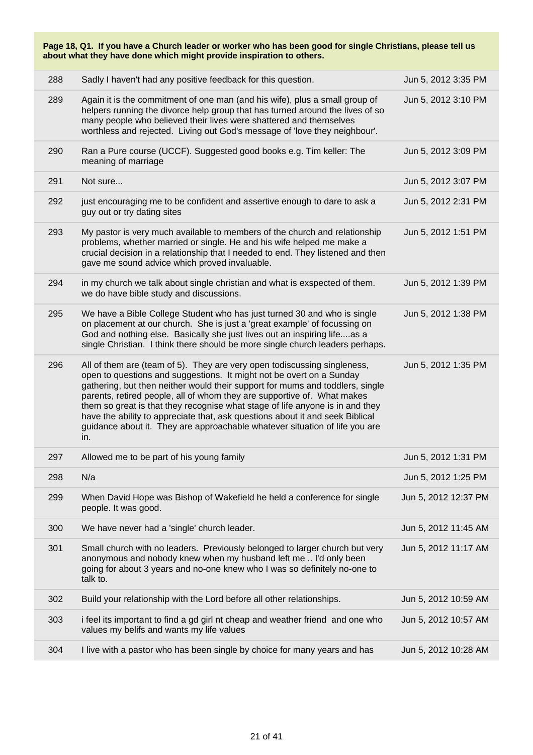**Page 18, Q1. If you have a Church leader or worker who has been good for single Christians, please tell us about what they have done which might provide inspiration to others.**

| | | |
|---|---|---|
| 288 | Sadly I haven't had any positive feedback for this question. | Jun 5, 2012 3:35 PM |
| 289 | Again it is the commitment of one man (and his wife), plus a small group of helpers running the divorce help group that has turned around the lives of so many people who believed their lives were shattered and themselves worthless and rejected. Living out God's message of 'love they neighbour'. | Jun 5, 2012 3:10 PM |
| 290 | Ran a Pure course (UCCF). Suggested good books e.g. Tim keller: The meaning of marriage | Jun 5, 2012 3:09 PM |
| 291 | Not sure... | Jun 5, 2012 3:07 PM |
| 292 | just encouraging me to be confident and assertive enough to dare to ask a guy out or try dating sites | Jun 5, 2012 2:31 PM |
| 293 | My pastor is very much available to members of the church and relationship problems, whether married or single. He and his wife helped me make a crucial decision in a relationship that I needed to end. They listened and then gave me sound advice which proved invaluable. | Jun 5, 2012 1:51 PM |
| 294 | in my church we talk about single christian and what is exspected of them. we do have bible study and discussions. | Jun 5, 2012 1:39 PM |
| 295 | We have a Bible College Student who has just turned 30 and who is single on placement at our church. She is just a 'great example' of focussing on God and nothing else. Basically she just lives out an inspiring life....as a single Christian. I think there should be more single church leaders perhaps. | Jun 5, 2012 1:38 PM |
| 296 | All of them are (team of 5). They are very open todiscussing singleness, open to questions and suggestions. It might not be overt on a Sunday gathering, but then neither would their support for mums and toddlers, single parents, retired people, all of whom they are supportive of. What makes them so great is that they recognise what stage of life anyone is in and they have the ability to appreciate that, ask questions about it and seek Biblical guidance about it. They are approachable whatever situation of life you are in. | Jun 5, 2012 1:35 PM |
| 297 | Allowed me to be part of his young family | Jun 5, 2012 1:31 PM |
| 298 | N/a | Jun 5, 2012 1:25 PM |
| 299 | When David Hope was Bishop of Wakefield he held a conference for single people. It was good. | Jun 5, 2012 12:37 PM |
| 300 | We have never had a 'single' church leader. | Jun 5, 2012 11:45 AM |
| 301 | Small church with no leaders. Previously belonged to larger church but very anonymous and nobody knew when my husband left me .. I'd only been going for about 3 years and no-one knew who I was so definitely no-one to talk to. | Jun 5, 2012 11:17 AM |
| 302 | Build your relationship with the Lord before all other relationships. | Jun 5, 2012 10:59 AM |
| 303 | i feel its important to find a gd girl nt cheap and weather friend and one who values my belifs and wants my life values | Jun 5, 2012 10:57 AM |
| 304 | I live with a pastor who has been single by choice for many years and has | Jun 5, 2012 10:28 AM |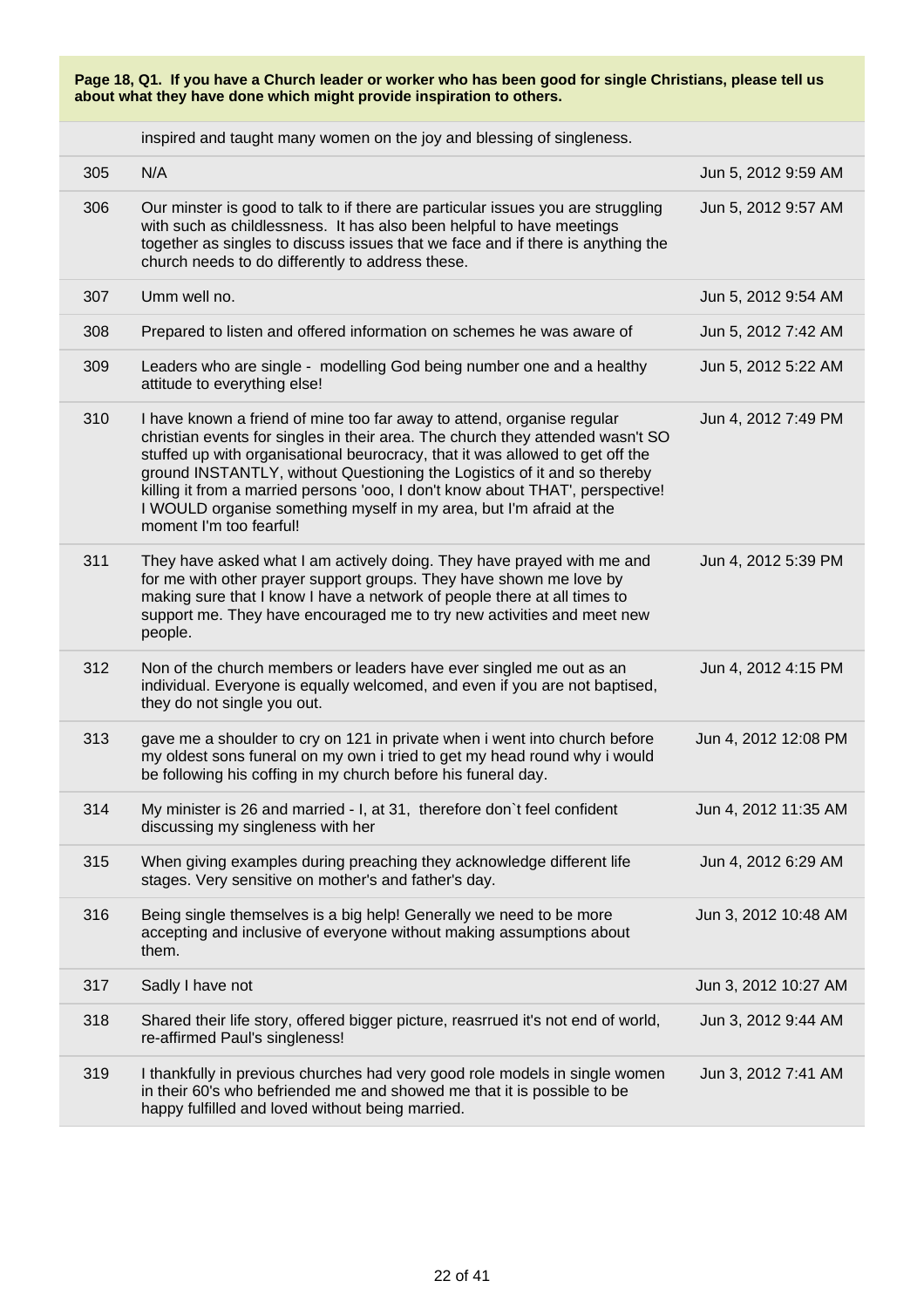**Page 18, Q1. If you have a Church leader or worker who has been good for single Christians, please tell us about what they have done which might provide inspiration to others.**

| | | |
|---|---|---|
| | inspired and taught many women on the joy and blessing of singleness. | |
| 305 | N/A | Jun 5, 2012 9:59 AM |
| 306 | Our minster is good to talk to if there are particular issues you are struggling with such as childlessness. It has also been helpful to have meetings together as singles to discuss issues that we face and if there is anything the church needs to do differently to address these. | Jun 5, 2012 9:57 AM |
| 307 | Umm well no. | Jun 5, 2012 9:54 AM |
| 308 | Prepared to listen and offered information on schemes he was aware of | Jun 5, 2012 7:42 AM |
| 309 | Leaders who are single - modelling God being number one and a healthy attitude to everything else! | Jun 5, 2012 5:22 AM |
| 310 | I have known a friend of mine too far away to attend, organise regular christian events for singles in their area. The church they attended wasn't SO stuffed up with organisational beurocracy, that it was allowed to get off the ground INSTANTLY, without Questioning the Logistics of it and so thereby killing it from a married persons 'ooo, I don't know about THAT', perspective! I WOULD organise something myself in my area, but I'm afraid at the moment I'm too fearful! | Jun 4, 2012 7:49 PM |
| 311 | They have asked what I am actively doing. They have prayed with me and for me with other prayer support groups. They have shown me love by making sure that I know I have a network of people there at all times to support me. They have encouraged me to try new activities and meet new people. | Jun 4, 2012 5:39 PM |
| 312 | Non of the church members or leaders have ever singled me out as an individual. Everyone is equally welcomed, and even if you are not baptised, they do not single you out. | Jun 4, 2012 4:15 PM |
| 313 | gave me a shoulder to cry on 121 in private when i went into church before my oldest sons funeral on my own i tried to get my head round why i would be following his coffing in my church before his funeral day. | Jun 4, 2012 12:08 PM |
| 314 | My minister is 26 and married - I, at 31, therefore don`t feel confident discussing my singleness with her | Jun 4, 2012 11:35 AM |
| 315 | When giving examples during preaching they acknowledge different life stages. Very sensitive on mother's and father's day. | Jun 4, 2012 6:29 AM |
| 316 | Being single themselves is a big help! Generally we need to be more accepting and inclusive of everyone without making assumptions about them. | Jun 3, 2012 10:48 AM |
| 317 | Sadly I have not | Jun 3, 2012 10:27 AM |
| 318 | Shared their life story, offered bigger picture, reasrrued it's not end of world, re-affirmed Paul's singleness! | Jun 3, 2012 9:44 AM |
| 319 | I thankfully in previous churches had very good role models in single women in their 60's who befriended me and showed me that it is possible to be happy fulfilled and loved without being married. | Jun 3, 2012 7:41 AM |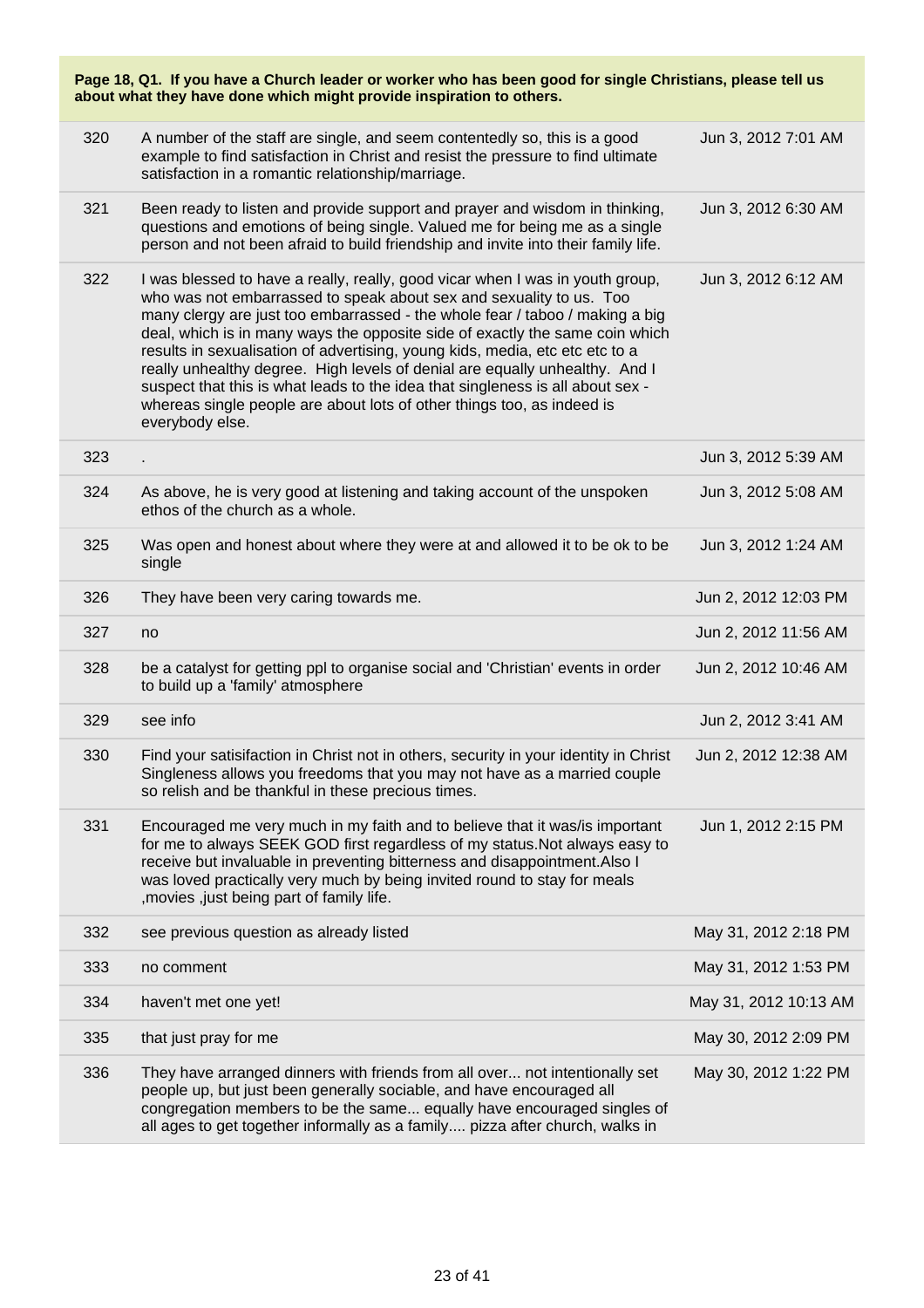**Page 18, Q1. If you have a Church leader or worker who has been good for single Christians, please tell us about what they have done which might provide inspiration to others.**

| | | |
|---|---|---|
| 320 | A number of the staff are single, and seem contentedly so, this is a good example to find satisfaction in Christ and resist the pressure to find ultimate satisfaction in a romantic relationship/marriage. | Jun 3, 2012 7:01 AM |
| 321 | Been ready to listen and provide support and prayer and wisdom in thinking, questions and emotions of being single. Valued me for being me as a single person and not been afraid to build friendship and invite into their family life. | Jun 3, 2012 6:30 AM |
| 322 | I was blessed to have a really, really, good vicar when I was in youth group, who was not embarrassed to speak about sex and sexuality to us. Too many clergy are just too embarrassed - the whole fear / taboo / making a big deal, which is in many ways the opposite side of exactly the same coin which results in sexualisation of advertising, young kids, media, etc etc etc to a really unhealthy degree. High levels of denial are equally unhealthy. And I suspect that this is what leads to the idea that singleness is all about sex - whereas single people are about lots of other things too, as indeed is everybody else. | Jun 3, 2012 6:12 AM |
| 323 | . | Jun 3, 2012 5:39 AM |
| 324 | As above, he is very good at listening and taking account of the unspoken ethos of the church as a whole. | Jun 3, 2012 5:08 AM |
| 325 | Was open and honest about where they were at and allowed it to be ok to be single | Jun 3, 2012 1:24 AM |
| 326 | They have been very caring towards me. | Jun 2, 2012 12:03 PM |
| 327 | no | Jun 2, 2012 11:56 AM |
| 328 | be a catalyst for getting ppl to organise social and 'Christian' events in order to build up a 'family' atmosphere | Jun 2, 2012 10:46 AM |
| 329 | see info | Jun 2, 2012 3:41 AM |
| 330 | Find your satisifaction in Christ not in others, security in your identity in Christ Singleness allows you freedoms that you may not have as a married couple so relish and be thankful in these precious times. | Jun 2, 2012 12:38 AM |
| 331 | Encouraged me very much in my faith and to believe that it was/is important for me to always SEEK GOD first regardless of my status.Not always easy to receive but invaluable in preventing bitterness and disappointment.Also I was loved practically very much by being invited round to stay for meals ,movies ,just being part of family life. | Jun 1, 2012 2:15 PM |
| 332 | see previous question as already listed | May 31, 2012 2:18 PM |
| 333 | no comment | May 31, 2012 1:53 PM |
| 334 | haven't met one yet! | May 31, 2012 10:13 AM |
| 335 | that just pray for me | May 30, 2012 2:09 PM |
| 336 | They have arranged dinners with friends from all over... not intentionally set people up, but just been generally sociable, and have encouraged all congregation members to be the same... equally have encouraged singles of all ages to get together informally as a family.... pizza after church, walks in | May 30, 2012 1:22 PM |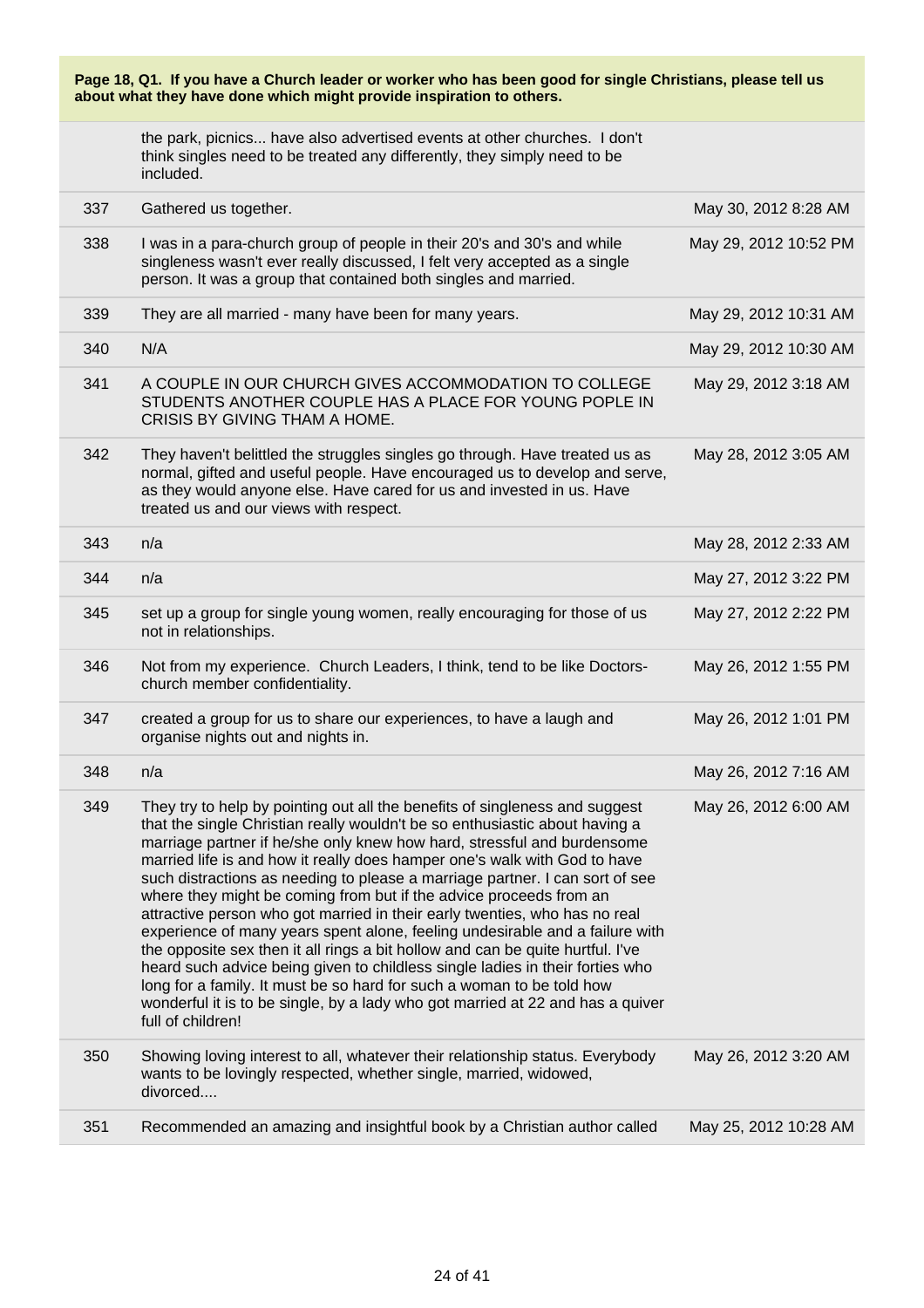**Page 18, Q1. If you have a Church leader or worker who has been good for single Christians, please tell us about what they have done which might provide inspiration to others.**

| | | |
|---|---|---|
| | the park, picnics... have also advertised events at other churches. I don't think singles need to be treated any differently, they simply need to be included. | |
| 337 | Gathered us together. | May 30, 2012 8:28 AM |
| 338 | I was in a para-church group of people in their 20's and 30's and while singleness wasn't ever really discussed, I felt very accepted as a single person. It was a group that contained both singles and married. | May 29, 2012 10:52 PM |
| 339 | They are all married - many have been for many years. | May 29, 2012 10:31 AM |
| 340 | N/A | May 29, 2012 10:30 AM |
| 341 | A COUPLE IN OUR CHURCH GIVES ACCOMMODATION TO COLLEGE STUDENTS ANOTHER COUPLE HAS A PLACE FOR YOUNG POPLE IN CRISIS BY GIVING THAM A HOME. | May 29, 2012 3:18 AM |
| 342 | They haven't belittled the struggles singles go through. Have treated us as normal, gifted and useful people. Have encouraged us to develop and serve, as they would anyone else. Have cared for us and invested in us. Have treated us and our views with respect. | May 28, 2012 3:05 AM |
| 343 | n/a | May 28, 2012 2:33 AM |
| 344 | n/a | May 27, 2012 3:22 PM |
| 345 | set up a group for single young women, really encouraging for those of us not in relationships. | May 27, 2012 2:22 PM |
| 346 | Not from my experience. Church Leaders, I think, tend to be like Doctors- church member confidentiality. | May 26, 2012 1:55 PM |
| 347 | created a group for us to share our experiences, to have a laugh and organise nights out and nights in. | May 26, 2012 1:01 PM |
| 348 | n/a | May 26, 2012 7:16 AM |
| 349 | They try to help by pointing out all the benefits of singleness and suggest that the single Christian really wouldn't be so enthusiastic about having a marriage partner if he/she only knew how hard, stressful and burdensome married life is and how it really does hamper one's walk with God to have such distractions as needing to please a marriage partner. I can sort of see where they might be coming from but if the advice proceeds from an attractive person who got married in their early twenties, who has no real experience of many years spent alone, feeling undesirable and a failure with the opposite sex then it all rings a bit hollow and can be quite hurtful. I've heard such advice being given to childless single ladies in their forties who long for a family. It must be so hard for such a woman to be told how wonderful it is to be single, by a lady who got married at 22 and has a quiver full of children! | May 26, 2012 6:00 AM |
| 350 | Showing loving interest to all, whatever their relationship status. Everybody wants to be lovingly respected, whether single, married, widowed, divorced.... | May 26, 2012 3:20 AM |
| 351 | Recommended an amazing and insightful book by a Christian author called | May 25, 2012 10:28 AM |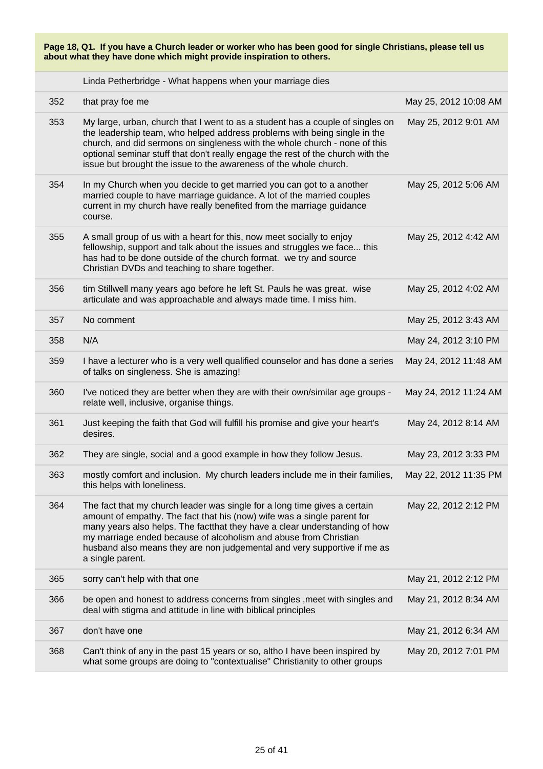**Page 18, Q1. If you have a Church leader or worker who has been good for single Christians, please tell us about what they have done which might provide inspiration to others.**

| | | |
|---|---|---|
| | Linda Petherbridge - What happens when your marriage dies | |
| 352 | that pray foe me | May 25, 2012 10:08 AM |
| 353 | My large, urban, church that I went to as a student has a couple of singles on the leadership team, who helped address problems with being single in the church, and did sermons on singleness with the whole church - none of this optional seminar stuff that don't really engage the rest of the church with the issue but brought the issue to the awareness of the whole church. | May 25, 2012 9:01 AM |
| 354 | In my Church when you decide to get married you can got to a another married couple to have marriage guidance. A lot of the married couples current in my church have really benefited from the marriage guidance course. | May 25, 2012 5:06 AM |
| 355 | A small group of us with a heart for this, now meet socially to enjoy fellowship, support and talk about the issues and struggles we face... this has had to be done outside of the church format. we try and source Christian DVDs and teaching to share together. | May 25, 2012 4:42 AM |
| 356 | tim Stillwell many years ago before he left St. Pauls he was great. wise articulate and was approachable and always made time. I miss him. | May 25, 2012 4:02 AM |
| 357 | No comment | May 25, 2012 3:43 AM |
| 358 | N/A | May 24, 2012 3:10 PM |
| 359 | I have a lecturer who is a very well qualified counselor and has done a series of talks on singleness. She is amazing! | May 24, 2012 11:48 AM |
| 360 | I've noticed they are better when they are with their own/similar age groups - relate well, inclusive, organise things. | May 24, 2012 11:24 AM |
| 361 | Just keeping the faith that God will fulfill his promise and give your heart's desires. | May 24, 2012 8:14 AM |
| 362 | They are single, social and a good example in how they follow Jesus. | May 23, 2012 3:33 PM |
| 363 | mostly comfort and inclusion. My church leaders include me in their families, this helps with loneliness. | May 22, 2012 11:35 PM |
| 364 | The fact that my church leader was single for a long time gives a certain amount of empathy. The fact that his (now) wife was a single parent for many years also helps. The factthat they have a clear understanding of how my marriage ended because of alcoholism and abuse from Christian husband also means they are non judgemental and very supportive if me as a single parent. | May 22, 2012 2:12 PM |
| 365 | sorry can't help with that one | May 21, 2012 2:12 PM |
| 366 | be open and honest to address concerns from singles ,meet with singles and deal with stigma and attitude in line with biblical principles | May 21, 2012 8:34 AM |
| 367 | don't have one | May 21, 2012 6:34 AM |
| 368 | Can't think of any in the past 15 years or so, altho I have been inspired by what some groups are doing to "contextualise" Christianity to other groups | May 20, 2012 7:01 PM |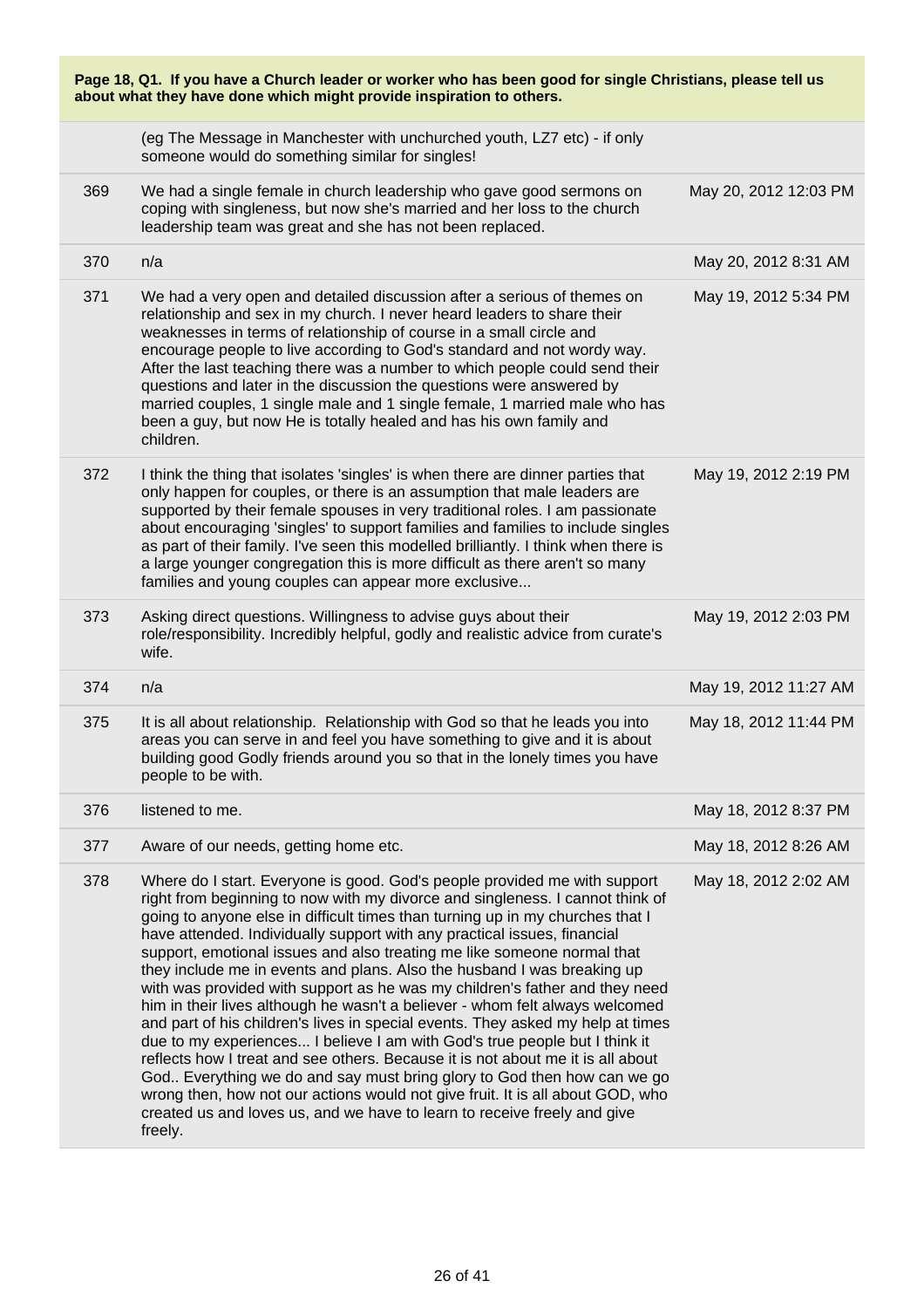**Page 18, Q1. If you have a Church leader or worker who has been good for single Christians, please tell us about what they have done which might provide inspiration to others.**

| | | |
|---|---|---|
| | (eg The Message in Manchester with unchurched youth, LZ7 etc) - if only someone would do something similar for singles! | |
| 369 | We had a single female in church leadership who gave good sermons on coping with singleness, but now she's married and her loss to the church leadership team was great and she has not been replaced. | May 20, 2012 12:03 PM |
| 370 | n/a | May 20, 2012 8:31 AM |
| 371 | We had a very open and detailed discussion after a serious of themes on relationship and sex in my church. I never heard leaders to share their weaknesses in terms of relationship of course in a small circle and encourage people to live according to God's standard and not wordy way. After the last teaching there was a number to which people could send their questions and later in the discussion the questions were answered by married couples, 1 single male and 1 single female, 1 married male who has been a guy, but now He is totally healed and has his own family and children. | May 19, 2012 5:34 PM |
| 372 | I think the thing that isolates 'singles' is when there are dinner parties that only happen for couples, or there is an assumption that male leaders are supported by their female spouses in very traditional roles. I am passionate about encouraging 'singles' to support families and families to include singles as part of their family. I've seen this modelled brilliantly. I think when there is a large younger congregation this is more difficult as there aren't so many families and young couples can appear more exclusive... | May 19, 2012 2:19 PM |
| 373 | Asking direct questions. Willingness to advise guys about their role/responsibility. Incredibly helpful, godly and realistic advice from curate's wife. | May 19, 2012 2:03 PM |
| 374 | n/a | May 19, 2012 11:27 AM |
| 375 | It is all about relationship. Relationship with God so that he leads you into areas you can serve in and feel you have something to give and it is about building good Godly friends around you so that in the lonely times you have people to be with. | May 18, 2012 11:44 PM |
| 376 | listened to me. | May 18, 2012 8:37 PM |
| 377 | Aware of our needs, getting home etc. | May 18, 2012 8:26 AM |
| 378 | Where do I start. Everyone is good. God's people provided me with support right from beginning to now with my divorce and singleness. I cannot think of going to anyone else in difficult times than turning up in my churches that I have attended. Individually support with any practical issues, financial support, emotional issues and also treating me like someone normal that they include me in events and plans. Also the husband I was breaking up with was provided with support as he was my children's father and they need him in their lives although he wasn't a believer - whom felt always welcomed and part of his children's lives in special events. They asked my help at times due to my experiences... I believe I am with God's true people but I think it reflects how I treat and see others. Because it is not about me it is all about God.. Everything we do and say must bring glory to God then how can we go wrong then, how not our actions would not give fruit. It is all about GOD, who created us and loves us, and we have to learn to receive freely and give freely. | May 18, 2012 2:02 AM |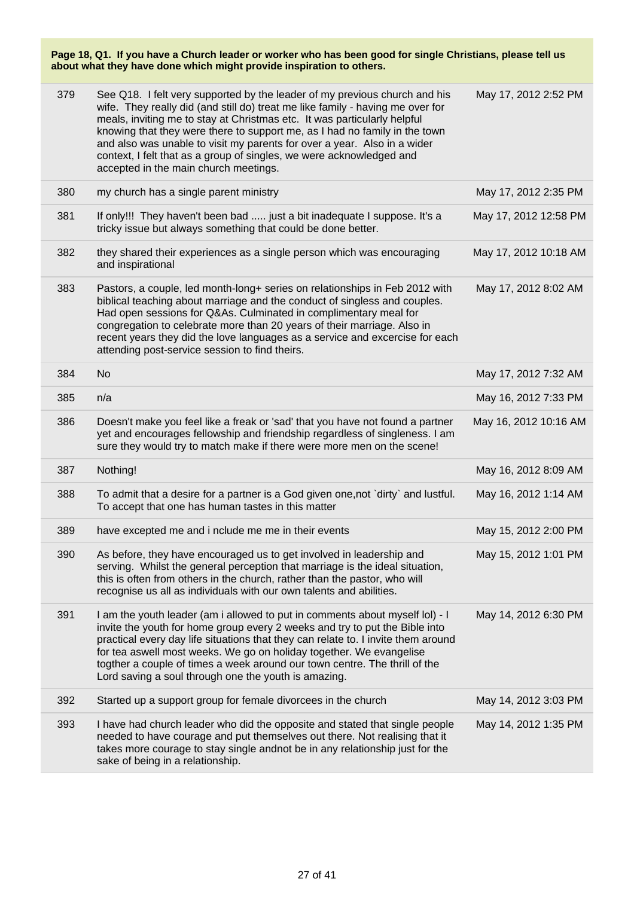**Page 18, Q1. If you have a Church leader or worker who has been good for single Christians, please tell us about what they have done which might provide inspiration to others.**

| | | |
|---|---|---|
| 379 | See Q18. I felt very supported by the leader of my previous church and his wife. They really did (and still do) treat me like family - having me over for meals, inviting me to stay at Christmas etc. It was particularly helpful knowing that they were there to support me, as I had no family in the town and also was unable to visit my parents for over a year. Also in a wider context, I felt that as a group of singles, we were acknowledged and accepted in the main church meetings. | May 17, 2012 2:52 PM |
| 380 | my church has a single parent ministry | May 17, 2012 2:35 PM |
| 381 | If only!!! They haven't been bad ..... just a bit inadequate I suppose. It's a tricky issue but always something that could be done better. | May 17, 2012 12:58 PM |
| 382 | they shared their experiences as a single person which was encouraging and inspirational | May 17, 2012 10:18 AM |
| 383 | Pastors, a couple, led month-long+ series on relationships in Feb 2012 with biblical teaching about marriage and the conduct of singless and couples. Had open sessions for Q&As. Culminated in complimentary meal for congregation to celebrate more than 20 years of their marriage. Also in recent years they did the love languages as a service and excercise for each attending post-service session to find theirs. | May 17, 2012 8:02 AM |
| 384 | No | May 17, 2012 7:32 AM |
| 385 | n/a | May 16, 2012 7:33 PM |
| 386 | Doesn't make you feel like a freak or 'sad' that you have not found a partner yet and encourages fellowship and friendship regardless of singleness. I am sure they would try to match make if there were more men on the scene! | May 16, 2012 10:16 AM |
| 387 | Nothing! | May 16, 2012 8:09 AM |
| 388 | To admit that a desire for a partner is a God given one,not `dirty` and lustful. To accept that one has human tastes in this matter | May 16, 2012 1:14 AM |
| 389 | have excepted me and i nclude me me in their events | May 15, 2012 2:00 PM |
| 390 | As before, they have encouraged us to get involved in leadership and serving. Whilst the general perception that marriage is the ideal situation, this is often from others in the church, rather than the pastor, who will recognise us all as individuals with our own talents and abilities. | May 15, 2012 1:01 PM |
| 391 | I am the youth leader (am i allowed to put in comments about myself lol) - I invite the youth for home group every 2 weeks and try to put the Bible into practical every day life situations that they can relate to. I invite them around for tea aswell most weeks. We go on holiday together. We evangelise togther a couple of times a week around our town centre. The thrill of the Lord saving a soul through one the youth is amazing. | May 14, 2012 6:30 PM |
| 392 | Started up a support group for female divorcees in the church | May 14, 2012 3:03 PM |
| 393 | I have had church leader who did the opposite and stated that single people needed to have courage and put themselves out there. Not realising that it takes more courage to stay single andnot be in any relationship just for the sake of being in a relationship. | May 14, 2012 1:35 PM |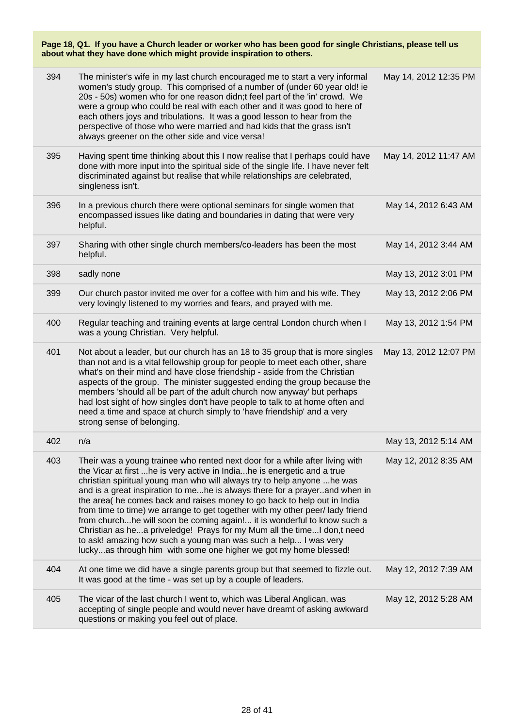**Page 18, Q1. If you have a Church leader or worker who has been good for single Christians, please tell us about what they have done which might provide inspiration to others.**

| | | |
|---|---|---|
| 394 | The minister's wife in my last church encouraged me to start a very informal women's study group. This comprised of a number of (under 60 year old! ie 20s - 50s) women who for one reason didn;t feel part of the 'in' crowd. We were a group who could be real with each other and it was good to here of each others joys and tribulations. It was a good lesson to hear from the perspective of those who were married and had kids that the grass isn't always greener on the other side and vice versa! | May 14, 2012 12:35 PM |
| 395 | Having spent time thinking about this I now realise that I perhaps could have done with more input into the spiritual side of the single life. I have never felt discriminated against but realise that while relationships are celebrated, singleness isn't. | May 14, 2012 11:47 AM |
| 396 | In a previous church there were optional seminars for single women that encompassed issues like dating and boundaries in dating that were very helpful. | May 14, 2012 6:43 AM |
| 397 | Sharing with other single church members/co-leaders has been the most helpful. | May 14, 2012 3:44 AM |
| 398 | sadly none | May 13, 2012 3:01 PM |
| 399 | Our church pastor invited me over for a coffee with him and his wife. They very lovingly listened to my worries and fears, and prayed with me. | May 13, 2012 2:06 PM |
| 400 | Regular teaching and training events at large central London church when I was a young Christian. Very helpful. | May 13, 2012 1:54 PM |
| 401 | Not about a leader, but our church has an 18 to 35 group that is more singles than not and is a vital fellowship group for people to meet each other, share what's on their mind and have close friendship - aside from the Christian aspects of the group. The minister suggested ending the group because the members 'should all be part of the adult church now anyway' but perhaps had lost sight of how singles don't have people to talk to at home often and need a time and space at church simply to 'have friendship' and a very strong sense of belonging. | May 13, 2012 12:07 PM |
| 402 | n/a | May 13, 2012 5:14 AM |
| 403 | Their was a young trainee who rented next door for a while after living with the Vicar at first ...he is very active in India...he is energetic and a true christian spiritual young man who will always try to help anyone ...he was and is a great inspiration to me...he is always there for a prayer..and when in the area( he comes back and raises money to go back to help out in India from time to time) we arrange to get together with my other peer/ lady friend from church...he will soon be coming again!... it is wonderful to know such a Christian as he...a priveledge! Prays for my Mum all the time...I don,t need to ask! amazing how such a young man was such a help... I was very lucky...as through him with some one higher we got my home blessed! | May 12, 2012 8:35 AM |
| 404 | At one time we did have a single parents group but that seemed to fizzle out. It was good at the time - was set up by a couple of leaders. | May 12, 2012 7:39 AM |
| 405 | The vicar of the last church I went to, which was Liberal Anglican, was accepting of single people and would never have dreamt of asking awkward questions or making you feel out of place. | May 12, 2012 5:28 AM |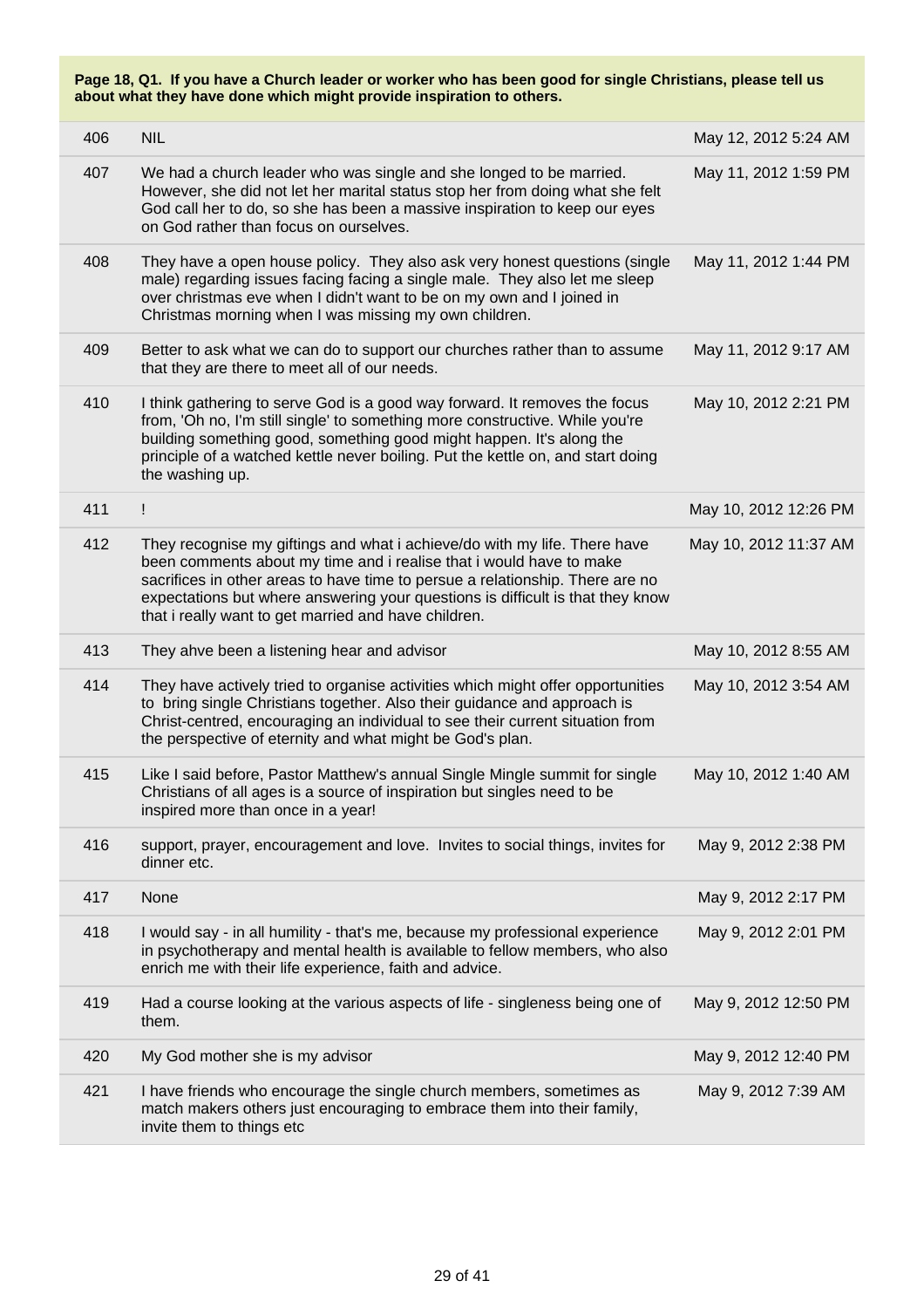**Page 18, Q1. If you have a Church leader or worker who has been good for single Christians, please tell us about what they have done which might provide inspiration to others.**

| | | |
|---|---|---|
| 406 | NIL | May 12, 2012 5:24 AM |
| 407 | We had a church leader who was single and she longed to be married. However, she did not let her marital status stop her from doing what she felt God call her to do, so she has been a massive inspiration to keep our eyes on God rather than focus on ourselves. | May 11, 2012 1:59 PM |
| 408 | They have a open house policy. They also ask very honest questions (single male) regarding issues facing facing a single male. They also let me sleep over christmas eve when I didn't want to be on my own and I joined in Christmas morning when I was missing my own children. | May 11, 2012 1:44 PM |
| 409 | Better to ask what we can do to support our churches rather than to assume that they are there to meet all of our needs. | May 11, 2012 9:17 AM |
| 410 | I think gathering to serve God is a good way forward. It removes the focus from, 'Oh no, I'm still single' to something more constructive. While you're building something good, something good might happen. It's along the principle of a watched kettle never boiling. Put the kettle on, and start doing the washing up. | May 10, 2012 2:21 PM |
| 411 | ! | May 10, 2012 12:26 PM |
| 412 | They recognise my giftings and what i achieve/do with my life. There have been comments about my time and i realise that i would have to make sacrifices in other areas to have time to persue a relationship. There are no expectations but where answering your questions is difficult is that they know that i really want to get married and have children. | May 10, 2012 11:37 AM |
| 413 | They ahve been a listening hear and advisor | May 10, 2012 8:55 AM |
| 414 | They have actively tried to organise activities which might offer opportunities to bring single Christians together. Also their guidance and approach is Christ-centred, encouraging an individual to see their current situation from the perspective of eternity and what might be God's plan. | May 10, 2012 3:54 AM |
| 415 | Like I said before, Pastor Matthew's annual Single Mingle summit for single Christians of all ages is a source of inspiration but singles need to be inspired more than once in a year! | May 10, 2012 1:40 AM |
| 416 | support, prayer, encouragement and love. Invites to social things, invites for dinner etc. | May 9, 2012 2:38 PM |
| 417 | None | May 9, 2012 2:17 PM |
| 418 | I would say - in all humility - that's me, because my professional experience in psychotherapy and mental health is available to fellow members, who also enrich me with their life experience, faith and advice. | May 9, 2012 2:01 PM |
| 419 | Had a course looking at the various aspects of life - singleness being one of them. | May 9, 2012 12:50 PM |
| 420 | My God mother she is my advisor | May 9, 2012 12:40 PM |
| 421 | I have friends who encourage the single church members, sometimes as match makers others just encouraging to embrace them into their family, invite them to things etc | May 9, 2012 7:39 AM |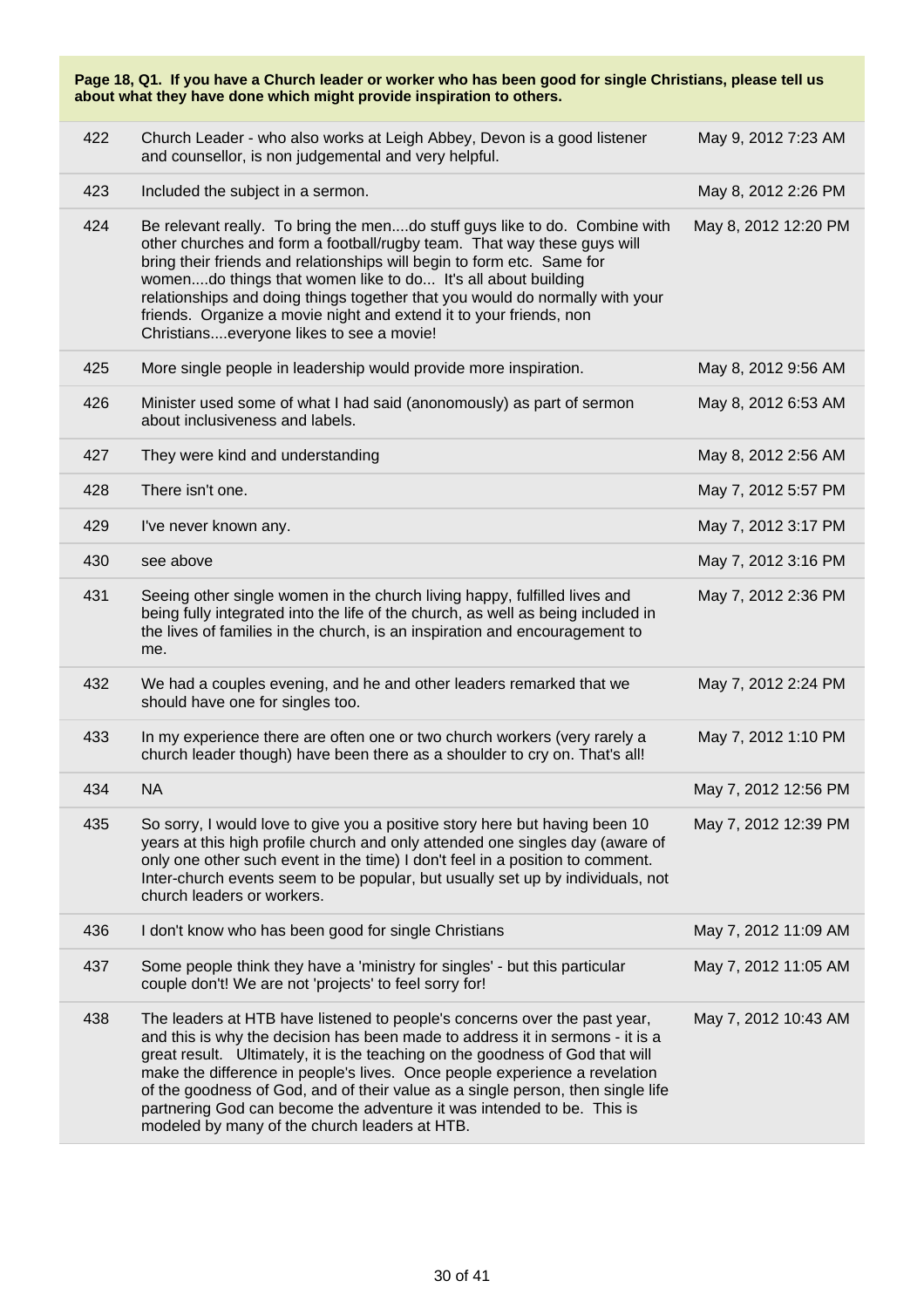**Page 18, Q1. If you have a Church leader or worker who has been good for single Christians, please tell us about what they have done which might provide inspiration to others.**

| | | |
|---|---|---|
| 422 | Church Leader - who also works at Leigh Abbey, Devon is a good listener and counsellor, is non judgemental and very helpful. | May 9, 2012 7:23 AM |
| 423 | Included the subject in a sermon. | May 8, 2012 2:26 PM |
| 424 | Be relevant really. To bring the men....do stuff guys like to do. Combine with other churches and form a football/rugby team. That way these guys will bring their friends and relationships will begin to form etc. Same for women....do things that women like to do... It's all about building relationships and doing things together that you would do normally with your friends. Organize a movie night and extend it to your friends, non Christians....everyone likes to see a movie! | May 8, 2012 12:20 PM |
| 425 | More single people in leadership would provide more inspiration. | May 8, 2012 9:56 AM |
| 426 | Minister used some of what I had said (anonomously) as part of sermon about inclusiveness and labels. | May 8, 2012 6:53 AM |
| 427 | They were kind and understanding | May 8, 2012 2:56 AM |
| 428 | There isn't one. | May 7, 2012 5:57 PM |
| 429 | I've never known any. | May 7, 2012 3:17 PM |
| 430 | see above | May 7, 2012 3:16 PM |
| 431 | Seeing other single women in the church living happy, fulfilled lives and being fully integrated into the life of the church, as well as being included in the lives of families in the church, is an inspiration and encouragement to me. | May 7, 2012 2:36 PM |
| 432 | We had a couples evening, and he and other leaders remarked that we should have one for singles too. | May 7, 2012 2:24 PM |
| 433 | In my experience there are often one or two church workers (very rarely a church leader though) have been there as a shoulder to cry on. That's all! | May 7, 2012 1:10 PM |
| 434 | NA | May 7, 2012 12:56 PM |
| 435 | So sorry, I would love to give you a positive story here but having been 10 years at this high profile church and only attended one singles day (aware of only one other such event in the time) I don't feel in a position to comment. Inter-church events seem to be popular, but usually set up by individuals, not church leaders or workers. | May 7, 2012 12:39 PM |
| 436 | I don't know who has been good for single Christians | May 7, 2012 11:09 AM |
| 437 | Some people think they have a 'ministry for singles' - but this particular couple don't! We are not 'projects' to feel sorry for! | May 7, 2012 11:05 AM |
| 438 | The leaders at HTB have listened to people's concerns over the past year, and this is why the decision has been made to address it in sermons - it is a great result. Ultimately, it is the teaching on the goodness of God that will make the difference in people's lives. Once people experience a revelation of the goodness of God, and of their value as a single person, then single life partnering God can become the adventure it was intended to be. This is modeled by many of the church leaders at HTB. | May 7, 2012 10:43 AM |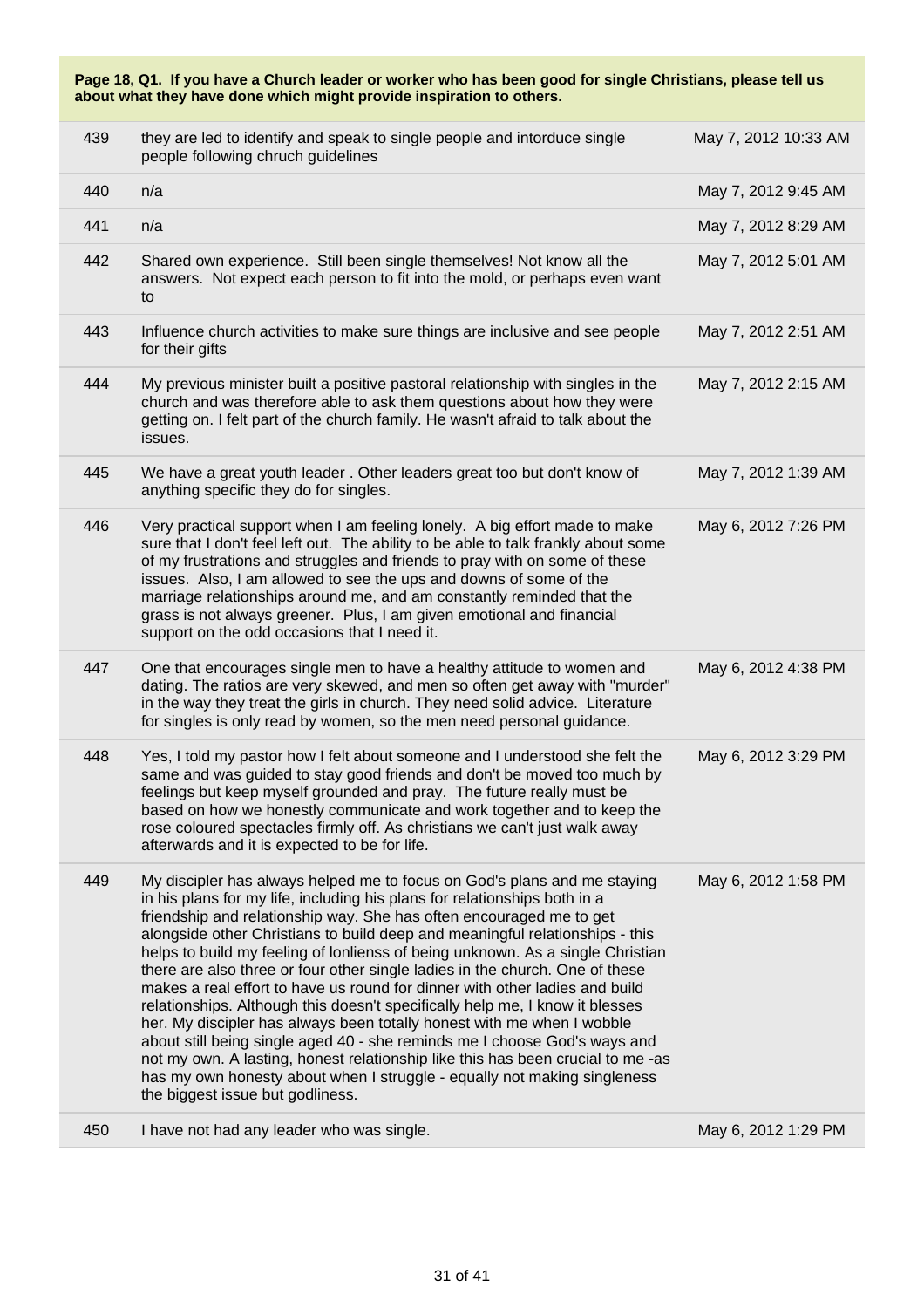**Page 18, Q1. If you have a Church leader or worker who has been good for single Christians, please tell us about what they have done which might provide inspiration to others.**

| | | |
|---|---|---|
| 439 | they are led to identify and speak to single people and intorduce single people following chruch guidelines | May 7, 2012 10:33 AM |
| 440 | n/a | May 7, 2012 9:45 AM |
| 441 | n/a | May 7, 2012 8:29 AM |
| 442 | Shared own experience. Still been single themselves! Not know all the answers. Not expect each person to fit into the mold, or perhaps even want to | May 7, 2012 5:01 AM |
| 443 | Influence church activities to make sure things are inclusive and see people for their gifts | May 7, 2012 2:51 AM |
| 444 | My previous minister built a positive pastoral relationship with singles in the church and was therefore able to ask them questions about how they were getting on. I felt part of the church family. He wasn't afraid to talk about the issues. | May 7, 2012 2:15 AM |
| 445 | We have a great youth leader . Other leaders great too but don't know of anything specific they do for singles. | May 7, 2012 1:39 AM |
| 446 | Very practical support when I am feeling lonely. A big effort made to make sure that I don't feel left out. The ability to be able to talk frankly about some of my frustrations and struggles and friends to pray with on some of these issues. Also, I am allowed to see the ups and downs of some of the marriage relationships around me, and am constantly reminded that the grass is not always greener. Plus, I am given emotional and financial support on the odd occasions that I need it. | May 6, 2012 7:26 PM |
| 447 | One that encourages single men to have a healthy attitude to women and dating. The ratios are very skewed, and men so often get away with "murder" in the way they treat the girls in church. They need solid advice. Literature for singles is only read by women, so the men need personal guidance. | May 6, 2012 4:38 PM |
| 448 | Yes, I told my pastor how I felt about someone and I understood she felt the same and was guided to stay good friends and don't be moved too much by feelings but keep myself grounded and pray. The future really must be based on how we honestly communicate and work together and to keep the rose coloured spectacles firmly off. As christians we can't just walk away afterwards and it is expected to be for life. | May 6, 2012 3:29 PM |
| 449 | My discipler has always helped me to focus on God's plans and me staying in his plans for my life, including his plans for relationships both in a friendship and relationship way. She has often encouraged me to get alongside other Christians to build deep and meaningful relationships - this helps to build my feeling of lonlienss of being unknown. As a single Christian there are also three or four other single ladies in the church. One of these makes a real effort to have us round for dinner with other ladies and build relationships. Although this doesn't specifically help me, I know it blesses her. My discipler has always been totally honest with me when I wobble about still being single aged 40 - she reminds me I choose God's ways and not my own. A lasting, honest relationship like this has been crucial to me -as has my own honesty about when I struggle - equally not making singleness the biggest issue but godliness. | May 6, 2012 1:58 PM |
| 450 | I have not had any leader who was single. | May 6, 2012 1:29 PM |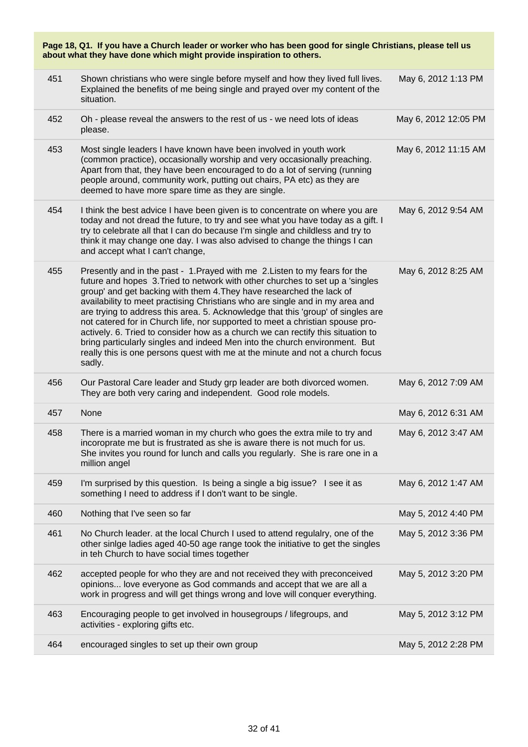**Page 18, Q1. If you have a Church leader or worker who has been good for single Christians, please tell us about what they have done which might provide inspiration to others.**

| | | |
|---|---|---|
| 451 | Shown christians who were single before myself and how they lived full lives. Explained the benefits of me being single and prayed over my content of the situation. | May 6, 2012 1:13 PM |
| 452 | Oh - please reveal the answers to the rest of us - we need lots of ideas please. | May 6, 2012 12:05 PM |
| 453 | Most single leaders I have known have been involved in youth work (common practice), occasionally worship and very occasionally preaching. Apart from that, they have been encouraged to do a lot of serving (running people around, community work, putting out chairs, PA etc) as they are deemed to have more spare time as they are single. | May 6, 2012 11:15 AM |
| 454 | I think the best advice I have been given is to concentrate on where you are today and not dread the future, to try and see what you have today as a gift. I try to celebrate all that I can do because I'm single and childless and try to think it may change one day. I was also advised to change the things I can and accept what I can't change, | May 6, 2012 9:54 AM |
| 455 | Presently and in the past - 1.Prayed with me 2.Listen to my fears for the future and hopes 3.Tried to network with other churches to set up a 'singles group' and get backing with them 4.They have researched the lack of availability to meet practising Christians who are single and in my area and are trying to address this area. 5. Acknowledge that this 'group' of singles are not catered for in Church life, nor supported to meet a christian spouse pro-actively. 6. Tried to consider how as a church we can rectify this situation to bring particularly singles and indeed Men into the church environment. But really this is one persons quest with me at the minute and not a church focus sadly. | May 6, 2012 8:25 AM |
| 456 | Our Pastoral Care leader and Study grp leader are both divorced women. They are both very caring and independent. Good role models. | May 6, 2012 7:09 AM |
| 457 | None | May 6, 2012 6:31 AM |
| 458 | There is a married woman in my church who goes the extra mile to try and incoroprate me but is frustrated as she is aware there is not much for us. She invites you round for lunch and calls you regularly. She is rare one in a million angel | May 6, 2012 3:47 AM |
| 459 | I'm surprised by this question. Is being a single a big issue? I see it as something I need to address if I don't want to be single. | May 6, 2012 1:47 AM |
| 460 | Nothing that I've seen so far | May 5, 2012 4:40 PM |
| 461 | No Church leader. at the local Church I used to attend regulalry, one of the other sinlge ladies aged 40-50 age range took the initiative to get the singles in teh Church to have social times together | May 5, 2012 3:36 PM |
| 462 | accepted people for who they are and not received they with preconceived opinions... love everyone as God commands and accept that we are all a work in progress and will get things wrong and love will conquer everything. | May 5, 2012 3:20 PM |
| 463 | Encouraging people to get involved in housegroups / lifegroups, and activities - exploring gifts etc. | May 5, 2012 3:12 PM |
| 464 | encouraged singles to set up their own group | May 5, 2012 2:28 PM |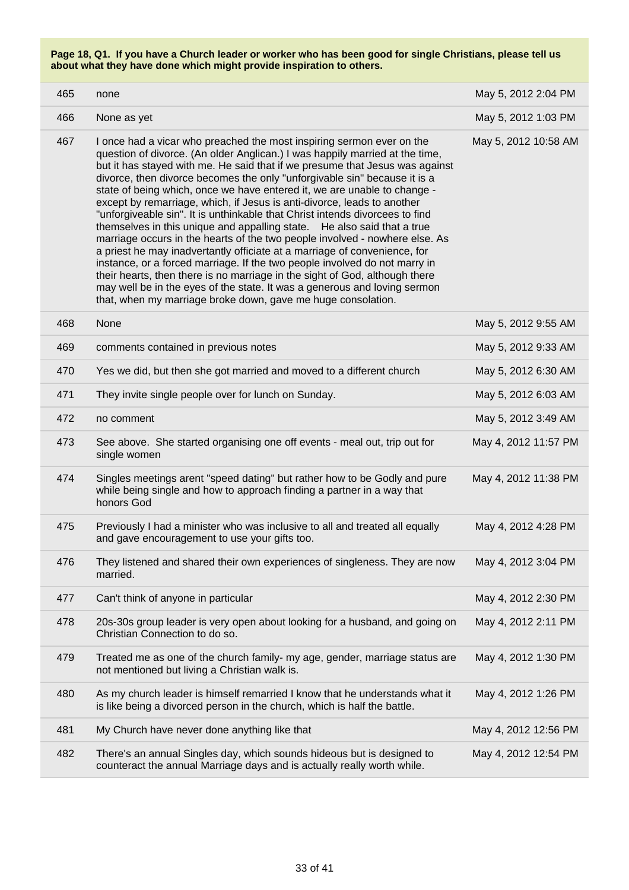**Page 18, Q1. If you have a Church leader or worker who has been good for single Christians, please tell us about what they have done which might provide inspiration to others.**

| | | |
|---|---|---|
| 465 | none | May 5, 2012 2:04 PM |
| 466 | None as yet | May 5, 2012 1:03 PM |
| 467 | I once had a vicar who preached the most inspiring sermon ever on the question of divorce. (An older Anglican.) I was happily married at the time, but it has stayed with me. He said that if we presume that Jesus was against divorce, then divorce becomes the only "unforgivable sin" because it is a state of being which, once we have entered it, we are unable to change - except by remarriage, which, if Jesus is anti-divorce, leads to another "unforgiveable sin". It is unthinkable that Christ intends divorcees to find themselves in this unique and appalling state. He also said that a true marriage occurs in the hearts of the two people involved - nowhere else. As a priest he may inadvertantly officiate at a marriage of convenience, for instance, or a forced marriage. If the two people involved do not marry in their hearts, then there is no marriage in the sight of God, although there may well be in the eyes of the state. It was a generous and loving sermon that, when my marriage broke down, gave me huge consolation. | May 5, 2012 10:58 AM |
| 468 | None | May 5, 2012 9:55 AM |
| 469 | comments contained in previous notes | May 5, 2012 9:33 AM |
| 470 | Yes we did, but then she got married and moved to a different church | May 5, 2012 6:30 AM |
| 471 | They invite single people over for lunch on Sunday. | May 5, 2012 6:03 AM |
| 472 | no comment | May 5, 2012 3:49 AM |
| 473 | See above. She started organising one off events - meal out, trip out for single women | May 4, 2012 11:57 PM |
| 474 | Singles meetings arent "speed dating" but rather how to be Godly and pure while being single and how to approach finding a partner in a way that honors God | May 4, 2012 11:38 PM |
| 475 | Previously I had a minister who was inclusive to all and treated all equally and gave encouragement to use your gifts too. | May 4, 2012 4:28 PM |
| 476 | They listened and shared their own experiences of singleness. They are now married. | May 4, 2012 3:04 PM |
| 477 | Can't think of anyone in particular | May 4, 2012 2:30 PM |
| 478 | 20s-30s group leader is very open about looking for a husband, and going on Christian Connection to do so. | May 4, 2012 2:11 PM |
| 479 | Treated me as one of the church family- my age, gender, marriage status are not mentioned but living a Christian walk is. | May 4, 2012 1:30 PM |
| 480 | As my church leader is himself remarried I know that he understands what it is like being a divorced person in the church, which is half the battle. | May 4, 2012 1:26 PM |
| 481 | My Church have never done anything like that | May 4, 2012 12:56 PM |
| 482 | There's an annual Singles day, which sounds hideous but is designed to counteract the annual Marriage days and is actually really worth while. | May 4, 2012 12:54 PM |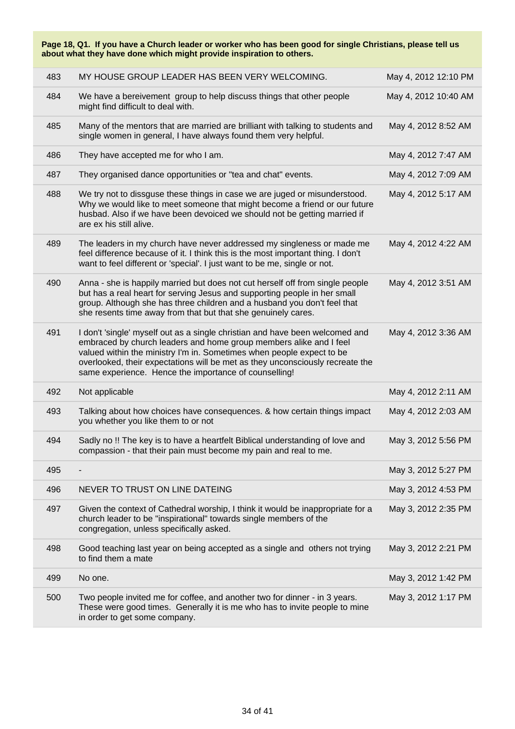**Page 18, Q1. If you have a Church leader or worker who has been good for single Christians, please tell us about what they have done which might provide inspiration to others.**

| | | |
|---|---|---|
| 483 | MY HOUSE GROUP LEADER HAS BEEN VERY WELCOMING. | May 4, 2012 12:10 PM |
| 484 | We have a bereivement group to help discuss things that other people might find difficult to deal with. | May 4, 2012 10:40 AM |
| 485 | Many of the mentors that are married are brilliant with talking to students and single women in general, I have always found them very helpful. | May 4, 2012 8:52 AM |
| 486 | They have accepted me for who I am. | May 4, 2012 7:47 AM |
| 487 | They organised dance opportunities or "tea and chat" events. | May 4, 2012 7:09 AM |
| 488 | We try not to dissguse these things in case we are juged or misunderstood. Why we would like to meet someone that might become a friend or our future husbad. Also if we have been devoiced we should not be getting married if are ex his still alive. | May 4, 2012 5:17 AM |
| 489 | The leaders in my church have never addressed my singleness or made me feel difference because of it. I think this is the most important thing. I don't want to feel different or 'special'. I just want to be me, single or not. | May 4, 2012 4:22 AM |
| 490 | Anna - she is happily married but does not cut herself off from single people but has a real heart for serving Jesus and supporting people in her small group. Although she has three children and a husband you don't feel that she resents time away from that but that she genuinely cares. | May 4, 2012 3:51 AM |
| 491 | I don't 'single' myself out as a single christian and have been welcomed and embraced by church leaders and home group members alike and I feel valued within the ministry I'm in. Sometimes when people expect to be overlooked, their expectations will be met as they unconsciously recreate the same experience. Hence the importance of counselling! | May 4, 2012 3:36 AM |
| 492 | Not applicable | May 4, 2012 2:11 AM |
| 493 | Talking about how choices have consequences. & how certain things impact you whether you like them to or not | May 4, 2012 2:03 AM |
| 494 | Sadly no !! The key is to have a heartfelt Biblical understanding of love and compassion - that their pain must become my pain and real to me. | May 3, 2012 5:56 PM |
| 495 | - | May 3, 2012 5:27 PM |
| 496 | NEVER TO TRUST ON LINE DATEING | May 3, 2012 4:53 PM |
| 497 | Given the context of Cathedral worship, I think it would be inappropriate for a church leader to be "inspirational" towards single members of the congregation, unless specifically asked. | May 3, 2012 2:35 PM |
| 498 | Good teaching last year on being accepted as a single and others not trying to find them a mate | May 3, 2012 2:21 PM |
| 499 | No one. | May 3, 2012 1:42 PM |
| 500 | Two people invited me for coffee, and another two for dinner - in 3 years. These were good times. Generally it is me who has to invite people to mine in order to get some company. | May 3, 2012 1:17 PM |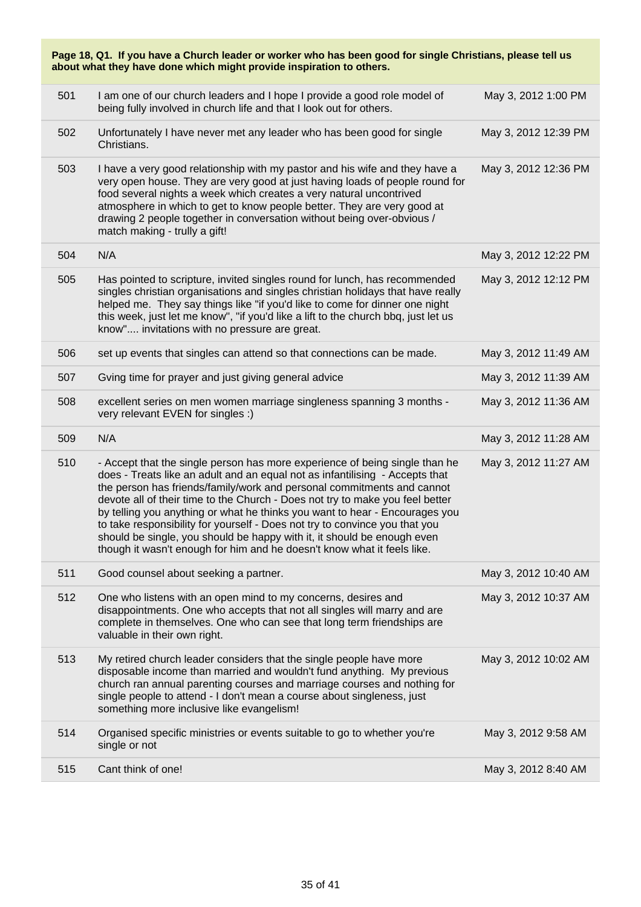**Page 18, Q1. If you have a Church leader or worker who has been good for single Christians, please tell us about what they have done which might provide inspiration to others.**

| | | |
|---|---|---|
| 501 | I am one of our church leaders and I hope I provide a good role model of being fully involved in church life and that I look out for others. | May 3, 2012 1:00 PM |
| 502 | Unfortunately I have never met any leader who has been good for single Christians. | May 3, 2012 12:39 PM |
| 503 | I have a very good relationship with my pastor and his wife and they have a very open house. They are very good at just having loads of people round for food several nights a week which creates a very natural uncontrived atmosphere in which to get to know people better. They are very good at drawing 2 people together in conversation without being over-obvious / match making - trully a gift! | May 3, 2012 12:36 PM |
| 504 | N/A | May 3, 2012 12:22 PM |
| 505 | Has pointed to scripture, invited singles round for lunch, has recommended singles christian organisations and singles christian holidays that have really helped me. They say things like "if you'd like to come for dinner one night this week, just let me know", "if you'd like a lift to the church bbq, just let us know".... invitations with no pressure are great. | May 3, 2012 12:12 PM |
| 506 | set up events that singles can attend so that connections can be made. | May 3, 2012 11:49 AM |
| 507 | Gving time for prayer and just giving general advice | May 3, 2012 11:39 AM |
| 508 | excellent series on men women marriage singleness spanning 3 months - very relevant EVEN for singles :) | May 3, 2012 11:36 AM |
| 509 | N/A | May 3, 2012 11:28 AM |
| 510 | - Accept that the single person has more experience of being single than he does - Treats like an adult and an equal not as infantilising - Accepts that the person has friends/family/work and personal commitments and cannot devote all of their time to the Church - Does not try to make you feel better by telling you anything or what he thinks you want to hear - Encourages you to take responsibility for yourself - Does not try to convince you that you should be single, you should be happy with it, it should be enough even though it wasn't enough for him and he doesn't know what it feels like. | May 3, 2012 11:27 AM |
| 511 | Good counsel about seeking a partner. | May 3, 2012 10:40 AM |
| 512 | One who listens with an open mind to my concerns, desires and disappointments. One who accepts that not all singles will marry and are complete in themselves. One who can see that long term friendships are valuable in their own right. | May 3, 2012 10:37 AM |
| 513 | My retired church leader considers that the single people have more disposable income than married and wouldn't fund anything. My previous church ran annual parenting courses and marriage courses and nothing for single people to attend - I don't mean a course about singleness, just something more inclusive like evangelism! | May 3, 2012 10:02 AM |
| 514 | Organised specific ministries or events suitable to go to whether you're single or not | May 3, 2012 9:58 AM |
| 515 | Cant think of one! | May 3, 2012 8:40 AM |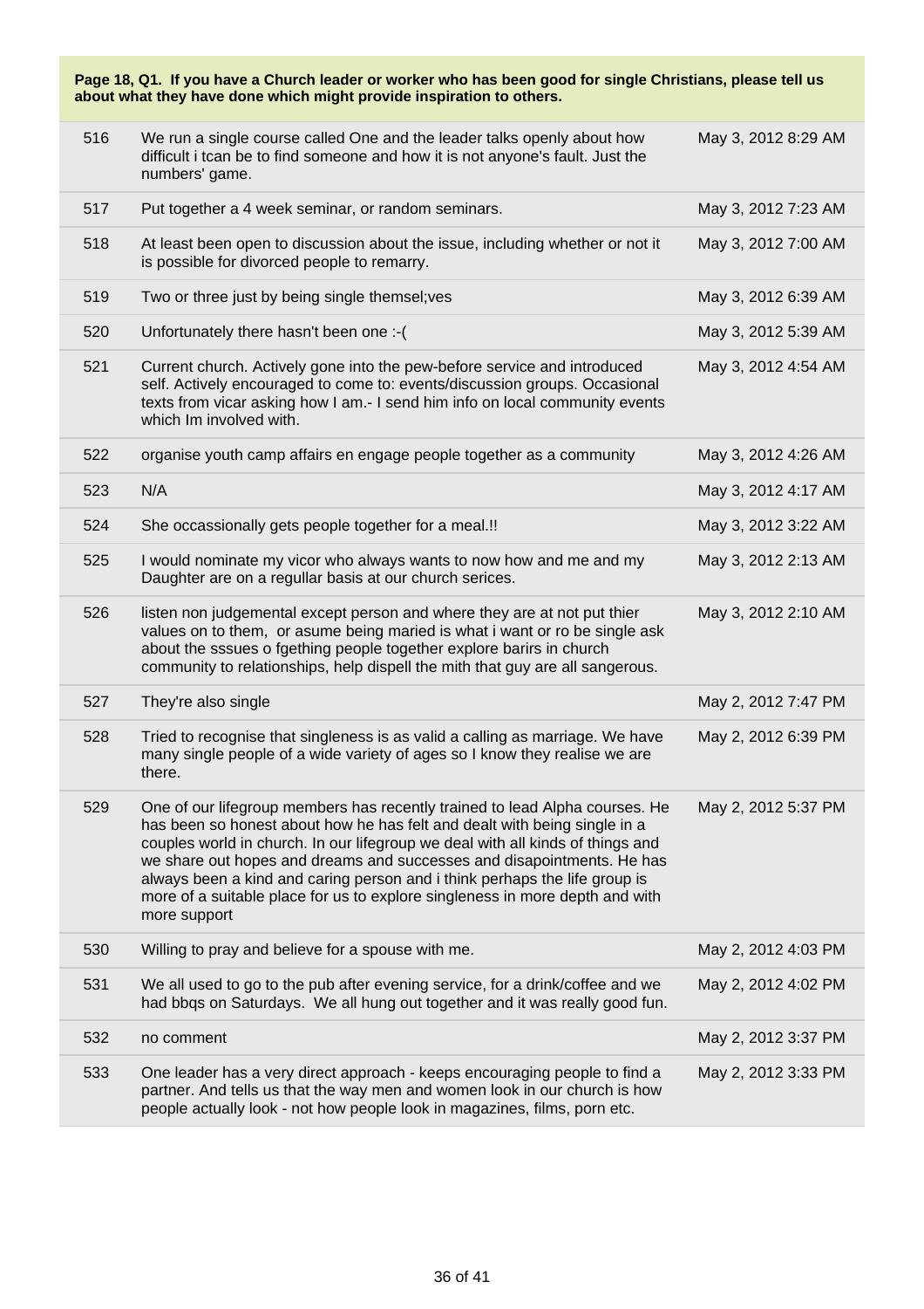**Page 18, Q1. If you have a Church leader or worker who has been good for single Christians, please tell us about what they have done which might provide inspiration to others.**

| | | |
|---|---|---|
| 516 | We run a single course called One and the leader talks openly about how difficult i tcan be to find someone and how it is not anyone's fault. Just the numbers' game. | May 3, 2012 8:29 AM |
| 517 | Put together a 4 week seminar, or random seminars. | May 3, 2012 7:23 AM |
| 518 | At least been open to discussion about the issue, including whether or not it is possible for divorced people to remarry. | May 3, 2012 7:00 AM |
| 519 | Two or three just by being single themsel;ves | May 3, 2012 6:39 AM |
| 520 | Unfortunately there hasn't been one :-( | May 3, 2012 5:39 AM |
| 521 | Current church. Actively gone into the pew-before service and introduced self. Actively encouraged to come to: events/discussion groups. Occasional texts from vicar asking how I am.- I send him info on local community events which Im involved with. | May 3, 2012 4:54 AM |
| 522 | organise youth camp affairs en engage people together as a community | May 3, 2012 4:26 AM |
| 523 | N/A | May 3, 2012 4:17 AM |
| 524 | She occassionally gets people together for a meal.!! | May 3, 2012 3:22 AM |
| 525 | I would nominate my vicor who always wants to now how and me and my Daughter are on a regullar basis at our church serices. | May 3, 2012 2:13 AM |
| 526 | listen non judgemental except person and where they are at not put thier values on to them, or asume being maried is what i want or ro be single ask about the sssues o fgething people together explore barirs in church community to relationships, help dispell the mith that guy are all sangerous. | May 3, 2012 2:10 AM |
| 527 | They're also single | May 2, 2012 7:47 PM |
| 528 | Tried to recognise that singleness is as valid a calling as marriage. We have many single people of a wide variety of ages so I know they realise we are there. | May 2, 2012 6:39 PM |
| 529 | One of our lifegroup members has recently trained to lead Alpha courses. He has been so honest about how he has felt and dealt with being single in a couples world in church. In our lifegroup we deal with all kinds of things and we share out hopes and dreams and successes and disapointments. He has always been a kind and caring person and i think perhaps the life group is more of a suitable place for us to explore singleness in more depth and with more support | May 2, 2012 5:37 PM |
| 530 | Willing to pray and believe for a spouse with me. | May 2, 2012 4:03 PM |
| 531 | We all used to go to the pub after evening service, for a drink/coffee and we had bbqs on Saturdays. We all hung out together and it was really good fun. | May 2, 2012 4:02 PM |
| 532 | no comment | May 2, 2012 3:37 PM |
| 533 | One leader has a very direct approach - keeps encouraging people to find a partner. And tells us that the way men and women look in our church is how people actually look - not how people look in magazines, films, porn etc. | May 2, 2012 3:33 PM |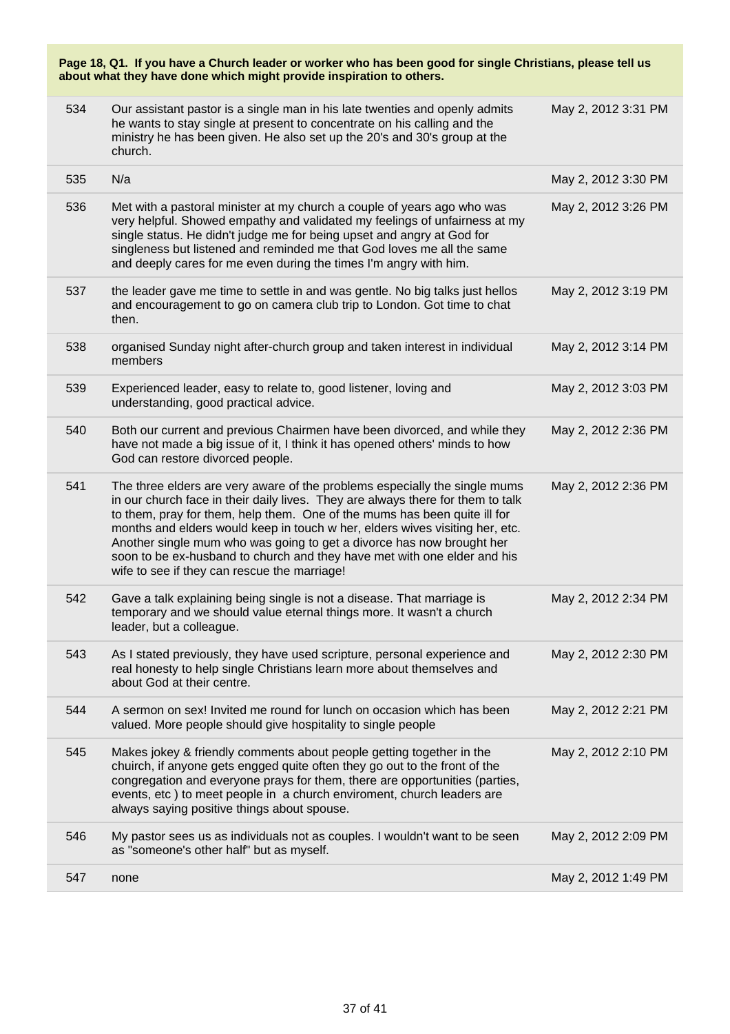**Page 18, Q1. If you have a Church leader or worker who has been good for single Christians, please tell us about what they have done which might provide inspiration to others.**

| | | |
|---|---|---|
| 534 | Our assistant pastor is a single man in his late twenties and openly admits he wants to stay single at present to concentrate on his calling and the ministry he has been given. He also set up the 20's and 30's group at the church. | May 2, 2012 3:31 PM |
| 535 | N/a | May 2, 2012 3:30 PM |
| 536 | Met with a pastoral minister at my church a couple of years ago who was very helpful. Showed empathy and validated my feelings of unfairness at my single status. He didn't judge me for being upset and angry at God for singleness but listened and reminded me that God loves me all the same and deeply cares for me even during the times I'm angry with him. | May 2, 2012 3:26 PM |
| 537 | the leader gave me time to settle in and was gentle. No big talks just hellos and encouragement to go on camera club trip to London. Got time to chat then. | May 2, 2012 3:19 PM |
| 538 | organised Sunday night after-church group and taken interest in individual members | May 2, 2012 3:14 PM |
| 539 | Experienced leader, easy to relate to, good listener, loving and understanding, good practical advice. | May 2, 2012 3:03 PM |
| 540 | Both our current and previous Chairmen have been divorced, and while they have not made a big issue of it, I think it has opened others' minds to how God can restore divorced people. | May 2, 2012 2:36 PM |
| 541 | The three elders are very aware of the problems especially the single mums in our church face in their daily lives. They are always there for them to talk to them, pray for them, help them. One of the mums has been quite ill for months and elders would keep in touch w her, elders wives visiting her, etc. Another single mum who was going to get a divorce has now brought her soon to be ex-husband to church and they have met with one elder and his wife to see if they can rescue the marriage! | May 2, 2012 2:36 PM |
| 542 | Gave a talk explaining being single is not a disease. That marriage is temporary and we should value eternal things more. It wasn't a church leader, but a colleague. | May 2, 2012 2:34 PM |
| 543 | As I stated previously, they have used scripture, personal experience and real honesty to help single Christians learn more about themselves and about God at their centre. | May 2, 2012 2:30 PM |
| 544 | A sermon on sex! Invited me round for lunch on occasion which has been valued. More people should give hospitality to single people | May 2, 2012 2:21 PM |
| 545 | Makes jokey & friendly comments about people getting together in the chuirch, if anyone gets engged quite often they go out to the front of the congregation and everyone prays for them, there are opportunities (parties, events, etc ) to meet people in a church enviroment, church leaders are always saying positive things about spouse. | May 2, 2012 2:10 PM |
| 546 | My pastor sees us as individuals not as couples. I wouldn't want to be seen as "someone's other half" but as myself. | May 2, 2012 2:09 PM |
| 547 | none | May 2, 2012 1:49 PM |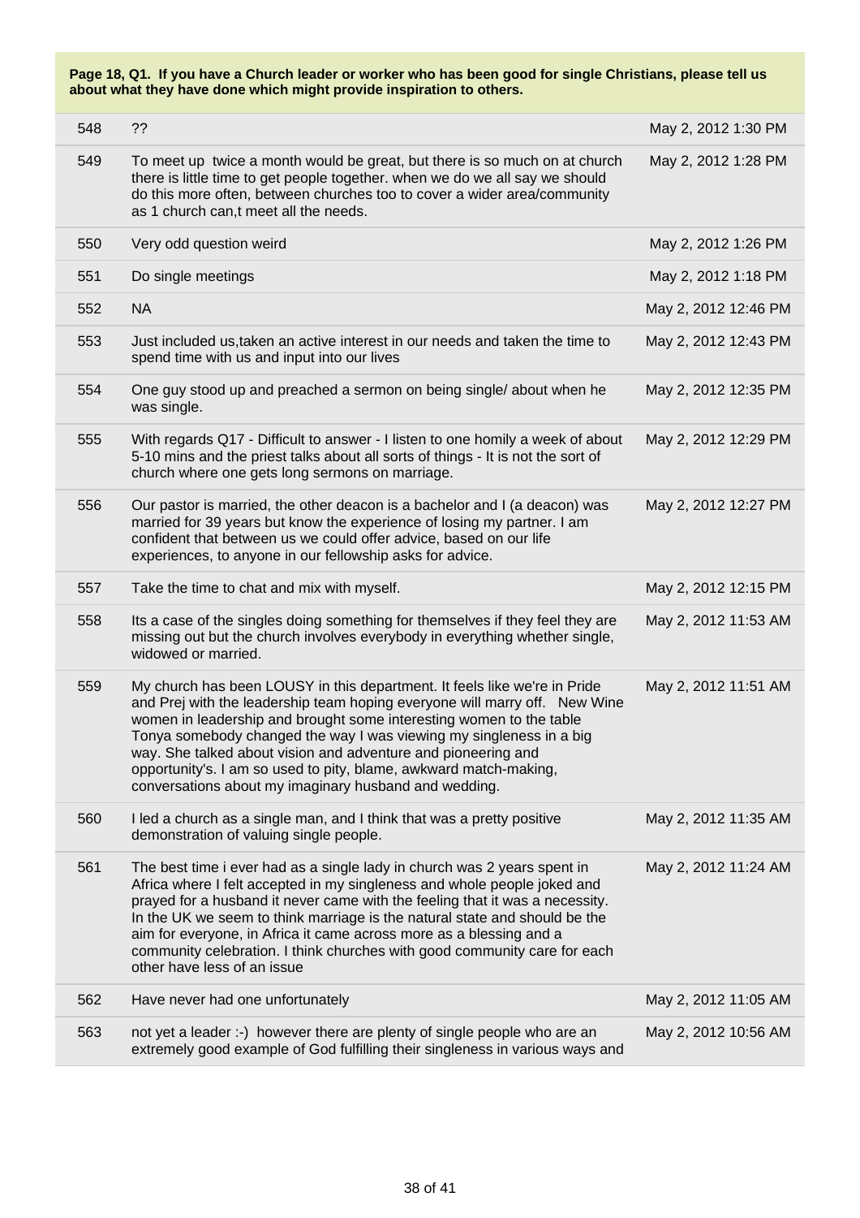**Page 18, Q1. If you have a Church leader or worker who has been good for single Christians, please tell us about what they have done which might provide inspiration to others.**

| | | |
|---|---|---|
| 548 | ?? | May 2, 2012 1:30 PM |
| 549 | To meet up twice a month would be great, but there is so much on at church there is little time to get people together. when we do we all say we should do this more often, between churches too to cover a wider area/community as 1 church can,t meet all the needs. | May 2, 2012 1:28 PM |
| 550 | Very odd question weird | May 2, 2012 1:26 PM |
| 551 | Do single meetings | May 2, 2012 1:18 PM |
| 552 | NA | May 2, 2012 12:46 PM |
| 553 | Just included us,taken an active interest in our needs and taken the time to spend time with us and input into our lives | May 2, 2012 12:43 PM |
| 554 | One guy stood up and preached a sermon on being single/ about when he was single. | May 2, 2012 12:35 PM |
| 555 | With regards Q17 - Difficult to answer - I listen to one homily a week of about 5-10 mins and the priest talks about all sorts of things - It is not the sort of church where one gets long sermons on marriage. | May 2, 2012 12:29 PM |
| 556 | Our pastor is married, the other deacon is a bachelor and I (a deacon) was married for 39 years but know the experience of losing my partner. I am confident that between us we could offer advice, based on our life experiences, to anyone in our fellowship asks for advice. | May 2, 2012 12:27 PM |
| 557 | Take the time to chat and mix with myself. | May 2, 2012 12:15 PM |
| 558 | Its a case of the singles doing something for themselves if they feel they are missing out but the church involves everybody in everything whether single, widowed or married. | May 2, 2012 11:53 AM |
| 559 | My church has been LOUSY in this department. It feels like we're in Pride and Prej with the leadership team hoping everyone will marry off. New Wine women in leadership and brought some interesting women to the table Tonya somebody changed the way I was viewing my singleness in a big way. She talked about vision and adventure and pioneering and opportunity's. I am so used to pity, blame, awkward match-making, conversations about my imaginary husband and wedding. | May 2, 2012 11:51 AM |
| 560 | I led a church as a single man, and I think that was a pretty positive demonstration of valuing single people. | May 2, 2012 11:35 AM |
| 561 | The best time i ever had as a single lady in church was 2 years spent in Africa where I felt accepted in my singleness and whole people joked and prayed for a husband it never came with the feeling that it was a necessity. In the UK we seem to think marriage is the natural state and should be the aim for everyone, in Africa it came across more as a blessing and a community celebration. I think churches with good community care for each other have less of an issue | May 2, 2012 11:24 AM |
| 562 | Have never had one unfortunately | May 2, 2012 11:05 AM |
| 563 | not yet a leader :-) however there are plenty of single people who are an extremely good example of God fulfilling their singleness in various ways and | May 2, 2012 10:56 AM |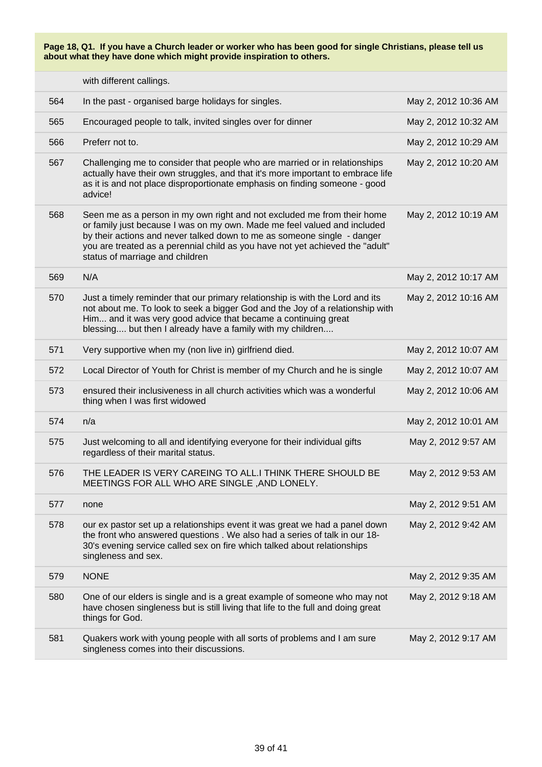**Page 18, Q1. If you have a Church leader or worker who has been good for single Christians, please tell us about what they have done which might provide inspiration to others.**

| | | |
|---|---|---|
| | with different callings. | |
| 564 | In the past - organised barge holidays for singles. | May 2, 2012 10:36 AM |
| 565 | Encouraged people to talk, invited singles over for dinner | May 2, 2012 10:32 AM |
| 566 | Preferr not to. | May 2, 2012 10:29 AM |
| 567 | Challenging me to consider that people who are married or in relationships actually have their own struggles, and that it's more important to embrace life as it is and not place disproportionate emphasis on finding someone - good advice! | May 2, 2012 10:20 AM |
| 568 | Seen me as a person in my own right and not excluded me from their home or family just because I was on my own. Made me feel valued and included by their actions and never talked down to me as someone single - danger you are treated as a perennial child as you have not yet achieved the "adult" status of marriage and children | May 2, 2012 10:19 AM |
| 569 | N/A | May 2, 2012 10:17 AM |
| 570 | Just a timely reminder that our primary relationship is with the Lord and its not about me. To look to seek a bigger God and the Joy of a relationship with Him... and it was very good advice that became a continuing great blessing.... but then I already have a family with my children.... | May 2, 2012 10:16 AM |
| 571 | Very supportive when my (non live in) girlfriend died. | May 2, 2012 10:07 AM |
| 572 | Local Director of Youth for Christ is member of my Church and he is single | May 2, 2012 10:07 AM |
| 573 | ensured their inclusiveness in all church activities which was a wonderful thing when I was first widowed | May 2, 2012 10:06 AM |
| 574 | n/a | May 2, 2012 10:01 AM |
| 575 | Just welcoming to all and identifying everyone for their individual gifts regardless of their marital status. | May 2, 2012 9:57 AM |
| 576 | THE LEADER IS VERY CAREING TO ALL.I THINK THERE SHOULD BE MEETINGS FOR ALL WHO ARE SINGLE ,AND LONELY. | May 2, 2012 9:53 AM |
| 577 | none | May 2, 2012 9:51 AM |
| 578 | our ex pastor set up a relationships event it was great we had a panel down the front who answered questions . We also had a series of talk in our 18-30's evening service called sex on fire which talked about relationships singleness and sex. | May 2, 2012 9:42 AM |
| 579 | NONE | May 2, 2012 9:35 AM |
| 580 | One of our elders is single and is a great example of someone who may not have chosen singleness but is still living that life to the full and doing great things for God. | May 2, 2012 9:18 AM |
| 581 | Quakers work with young people with all sorts of problems and I am sure singleness comes into their discussions. | May 2, 2012 9:17 AM |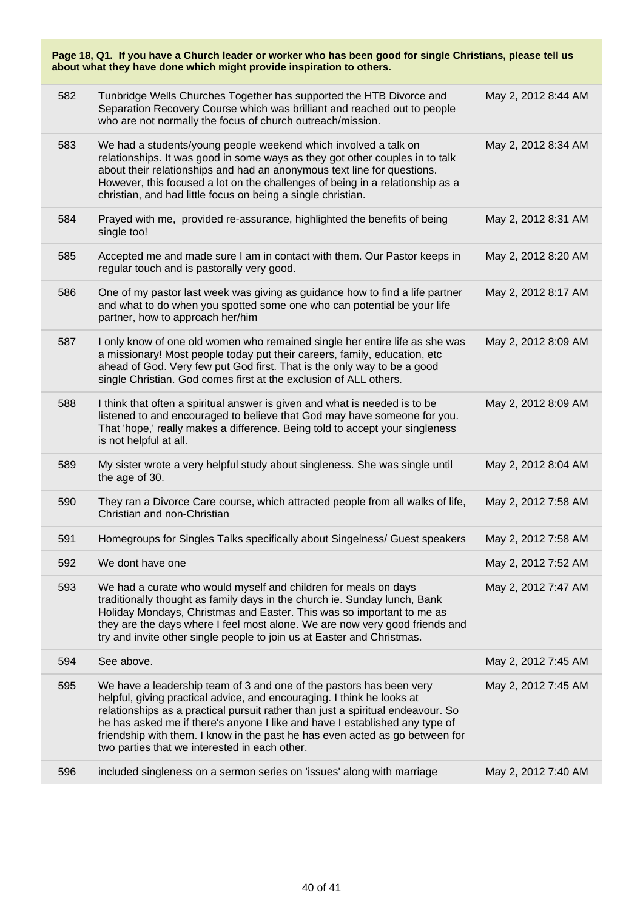**Page 18, Q1. If you have a Church leader or worker who has been good for single Christians, please tell us about what they have done which might provide inspiration to others.**

| | | |
|---|---|---|
| 582 | Tunbridge Wells Churches Together has supported the HTB Divorce and Separation Recovery Course which was brilliant and reached out to people who are not normally the focus of church outreach/mission. | May 2, 2012 8:44 AM |
| 583 | We had a students/young people weekend which involved a talk on relationships. It was good in some ways as they got other couples in to talk about their relationships and had an anonymous text line for questions. However, this focused a lot on the challenges of being in a relationship as a christian, and had little focus on being a single christian. | May 2, 2012 8:34 AM |
| 584 | Prayed with me, provided re-assurance, highlighted the benefits of being single too! | May 2, 2012 8:31 AM |
| 585 | Accepted me and made sure I am in contact with them. Our Pastor keeps in regular touch and is pastorally very good. | May 2, 2012 8:20 AM |
| 586 | One of my pastor last week was giving as guidance how to find a life partner and what to do when you spotted some one who can potential be your life partner, how to approach her/him | May 2, 2012 8:17 AM |
| 587 | I only know of one old women who remained single her entire life as she was a missionary! Most people today put their careers, family, education, etc ahead of God. Very few put God first. That is the only way to be a good single Christian. God comes first at the exclusion of ALL others. | May 2, 2012 8:09 AM |
| 588 | I think that often a spiritual answer is given and what is needed is to be listened to and encouraged to believe that God may have someone for you. That 'hope,' really makes a difference. Being told to accept your singleness is not helpful at all. | May 2, 2012 8:09 AM |
| 589 | My sister wrote a very helpful study about singleness. She was single until the age of 30. | May 2, 2012 8:04 AM |
| 590 | They ran a Divorce Care course, which attracted people from all walks of life, Christian and non-Christian | May 2, 2012 7:58 AM |
| 591 | Homegroups for Singles Talks specifically about Singelness/ Guest speakers | May 2, 2012 7:58 AM |
| 592 | We dont have one | May 2, 2012 7:52 AM |
| 593 | We had a curate who would myself and children for meals on days traditionally thought as family days in the church ie. Sunday lunch, Bank Holiday Mondays, Christmas and Easter. This was so important to me as they are the days where I feel most alone. We are now very good friends and try and invite other single people to join us at Easter and Christmas. | May 2, 2012 7:47 AM |
| 594 | See above. | May 2, 2012 7:45 AM |
| 595 | We have a leadership team of 3 and one of the pastors has been very helpful, giving practical advice, and encouraging. I think he looks at relationships as a practical pursuit rather than just a spiritual endeavour. So he has asked me if there's anyone I like and have I established any type of friendship with them. I know in the past he has even acted as go between for two parties that we interested in each other. | May 2, 2012 7:45 AM |
| 596 | included singleness on a sermon series on 'issues' along with marriage | May 2, 2012 7:40 AM |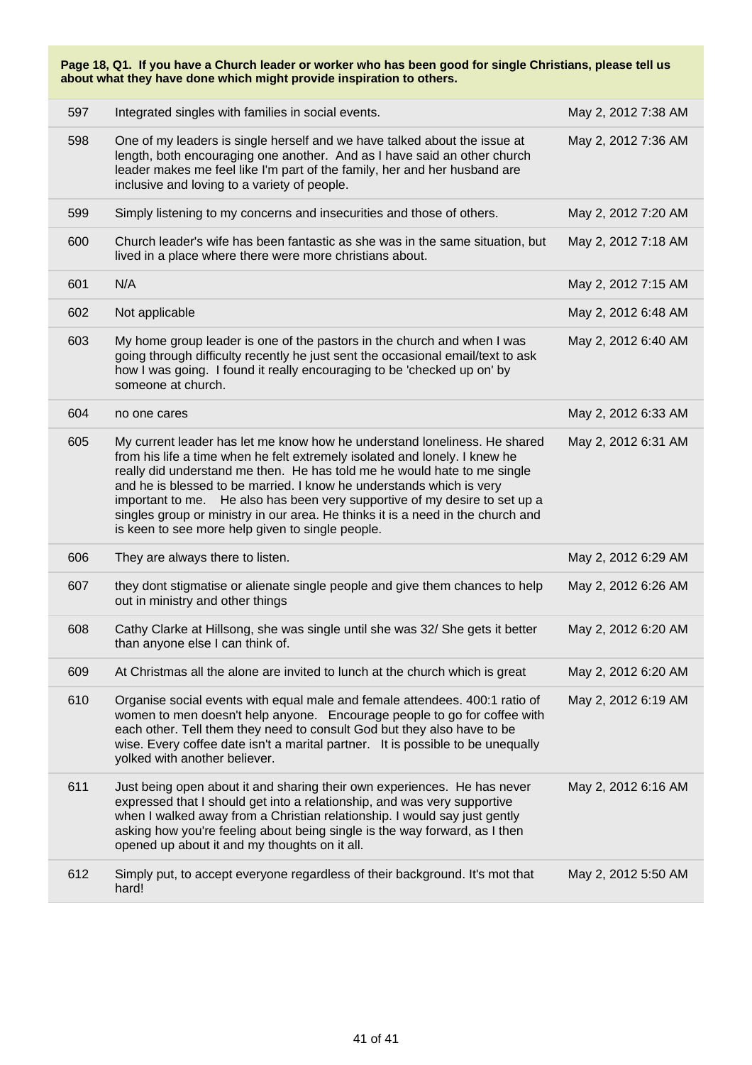**Page 18, Q1. If you have a Church leader or worker who has been good for single Christians, please tell us about what they have done which might provide inspiration to others.**

| | | |
|---|---|---|
| 597 | Integrated singles with families in social events. | May 2, 2012 7:38 AM |
| 598 | One of my leaders is single herself and we have talked about the issue at length, both encouraging one another. And as I have said an other church leader makes me feel like I'm part of the family, her and her husband are inclusive and loving to a variety of people. | May 2, 2012 7:36 AM |
| 599 | Simply listening to my concerns and insecurities and those of others. | May 2, 2012 7:20 AM |
| 600 | Church leader's wife has been fantastic as she was in the same situation, but lived in a place where there were more christians about. | May 2, 2012 7:18 AM |
| 601 | N/A | May 2, 2012 7:15 AM |
| 602 | Not applicable | May 2, 2012 6:48 AM |
| 603 | My home group leader is one of the pastors in the church and when I was going through difficulty recently he just sent the occasional email/text to ask how I was going. I found it really encouraging to be 'checked up on' by someone at church. | May 2, 2012 6:40 AM |
| 604 | no one cares | May 2, 2012 6:33 AM |
| 605 | My current leader has let me know how he understand loneliness. He shared from his life a time when he felt extremely isolated and lonely. I knew he really did understand me then. He has told me he would hate to me single and he is blessed to be married. I know he understands which is very important to me. He also has been very supportive of my desire to set up a singles group or ministry in our area. He thinks it is a need in the church and is keen to see more help given to single people. | May 2, 2012 6:31 AM |
| 606 | They are always there to listen. | May 2, 2012 6:29 AM |
| 607 | they dont stigmatise or alienate single people and give them chances to help out in ministry and other things | May 2, 2012 6:26 AM |
| 608 | Cathy Clarke at Hillsong, she was single until she was 32/ She gets it better than anyone else I can think of. | May 2, 2012 6:20 AM |
| 609 | At Christmas all the alone are invited to lunch at the church which is great | May 2, 2012 6:20 AM |
| 610 | Organise social events with equal male and female attendees. 400:1 ratio of women to men doesn't help anyone. Encourage people to go for coffee with each other. Tell them they need to consult God but they also have to be wise. Every coffee date isn't a marital partner. It is possible to be unequally yolked with another believer. | May 2, 2012 6:19 AM |
| 611 | Just being open about it and sharing their own experiences. He has never expressed that I should get into a relationship, and was very supportive when I walked away from a Christian relationship. I would say just gently asking how you're feeling about being single is the way forward, as I then opened up about it and my thoughts on it all. | May 2, 2012 6:16 AM |
| 612 | Simply put, to accept everyone regardless of their background. It's mot that hard! | May 2, 2012 5:50 AM |